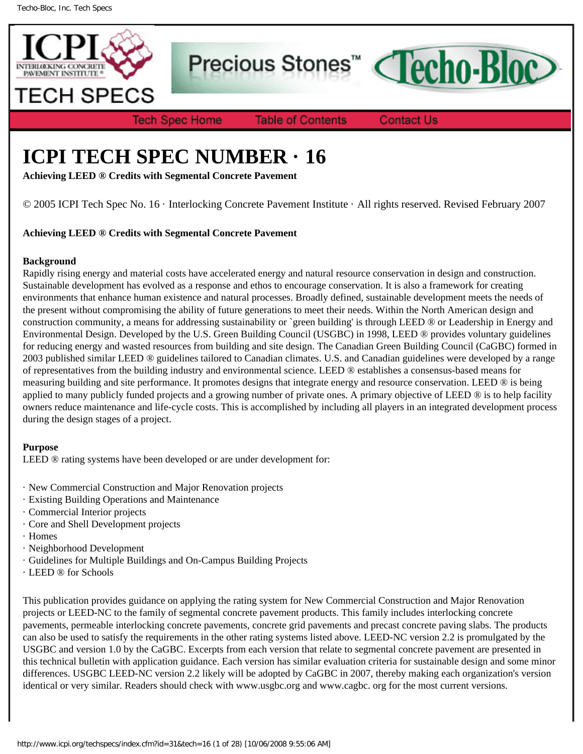# ICPI TECH SPEC NUMBER · 16

**Achieving LEED ® Credits with Segmental Concrete Pavement**

© 2005 ICPI Tech Spec No. 16 · Interlocking Concrete Pavement Institute · All rights reserved. Revised February 2007

**Achieving LEED ® Credits with Segmental Concrete Pavement**

**Background**

Rapidly rising energy and material costs have accelerated energy and natural resource conservation in design and construction. Sustainable development has evolved as a response and ethos to encourage conservation. It is also a framework for creating environments that enhance human existence and natural processes. Broadly defined, sustainable development meets the needs of the present without compromising the ability of future generations to meet their needs. Within the North American design and construction community, a means for addressing sustainability or `green building' is through LEED ® or Leadership in Energy and Environmental Design. Developed by the U.S. Green Building Council (USGBC) in 1998, LEED ® provides voluntary guidelines for reducing energy and wasted resources from building and site design. The Canadian Green Building Council (CaGBC) formed in 2003 published similar LEED ® guidelines tailored to Canadian climates. U.S. and Canadian guidelines were developed by a range of representatives from the building industry and environmental science. LEED ® establishes a consensus-based means for measuring building and site performance. It promotes designs that integrate energy and resource conservation. LEED ® is being applied to many publicly funded projects and a growing number of private ones. A primary objective of LEED ® is to help facility owners reduce maintenance and life-cycle costs. This is accomplished by including all players in an integrated development process during the design stages of a project.

**Purpose**

LEED ® rating systems have been developed or are under development for:

- New Commercial Construction and Major Renovation projects
- Existing Building Operations and Maintenance
- Commercial Interior projects
- Core and Shell Development projects
- Homes
- Neighborhood Development
- Guidelines for Multiple Buildings and On-Campus Building Projects
- LEED ® for Schools

This publication provides guidance on applying the rating system for New Commercial Construction and Major Renovation projects or LEED-NC to the family of segmental concrete pavement products. This family includes interlocking concrete pavements, permeable interlocking concrete pavements, concrete grid pavements and precast concrete paving slabs. The products can also be used to satisfy the requirements in the other rating systems listed above. LEED-NC version 2.2 is promulgated by the USGBC and version 1.0 by the CaGBC. Excerpts from each version that relate to segmental concrete pavement are presented in this technical bulletin with application guidance. Each version has similar evaluation criteria for sustainable design and some minor differences. USGBC LEED-NC version 2.2 likely will be adopted by CaGBC in 2007, thereby making each organization's version identical or very similar. Readers should check with www.usgbc.org and www.cagbc. org for the most current versions.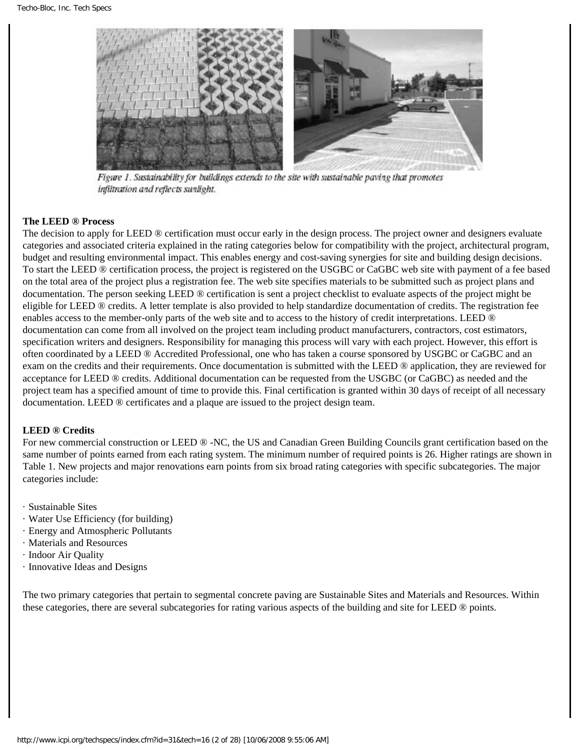Figure 1. Sustainability for buildings extends to the site with sustainable paving that promotes infiltration and reflects sunlight.

**The LEED ® Process**

The decision to apply for LEED ® certification must occur early in the design process. The project owner and designers evaluate categories and associated criteria explained in the rating categories below for compatibility with the project, architectural program, budget and resulting environmental impact. This enables energy and cost-saving synergies for site and building design decisions. To start the LEED ® certification process, the project is registered on the USGBC or CaGBC web site with payment of a fee based on the total area of the project plus a registration fee. The web site specifies materials to be submitted such as project plans and documentation. The person seeking LEED ® certification is sent a project checklist to evaluate aspects of the project might be eligible for LEED ® credits. A letter template is also provided to help standardize documentation of credits. The registration fee enables access to the member-only parts of the web site and to access to the history of credit interpretations. LEED ® documentation can come from all involved on the project team including product manufacturers, contractors, cost estimators, specification writers and designers. Responsibility for managing this process will vary with each project. However, this effort is often coordinated by a LEED ® Accredited Professional, one who has taken a course sponsored by USGBC or CaGBC and an exam on the credits and their requirements. Once documentation is submitted with the LEED ® application, they are reviewed for acceptance for LEED ® credits. Additional documentation can be requested from the USGBC (or CaGBC) as needed and the project team has a specified amount of time to provide this. Final certification is granted within 30 days of receipt of all necessary documentation. LEED ® certificates and a plaque are issued to the project design team.

**LEED ® Credits**

For new commercial construction or LEED ® -NC, the US and Canadian Green Building Councils grant certification based on the same number of points earned from each rating system. The minimum number of required points is 26. Higher ratings are shown in Table 1. New projects and major renovations earn points from six broad rating categories with specific subcategories. The major categories include:

- Sustainable Sites
- Water Use Efficiency (for building)
- Energy and Atmospheric Pollutants
- Materials and Resources
- Indoor Air Quality
- Innovative Ideas and Designs

The two primary categories that pertain to segmental concrete paving are Sustainable Sites and Materials and Resources. Within these categories, there are several subcategories for rating various aspects of the building and site for LEED ® points.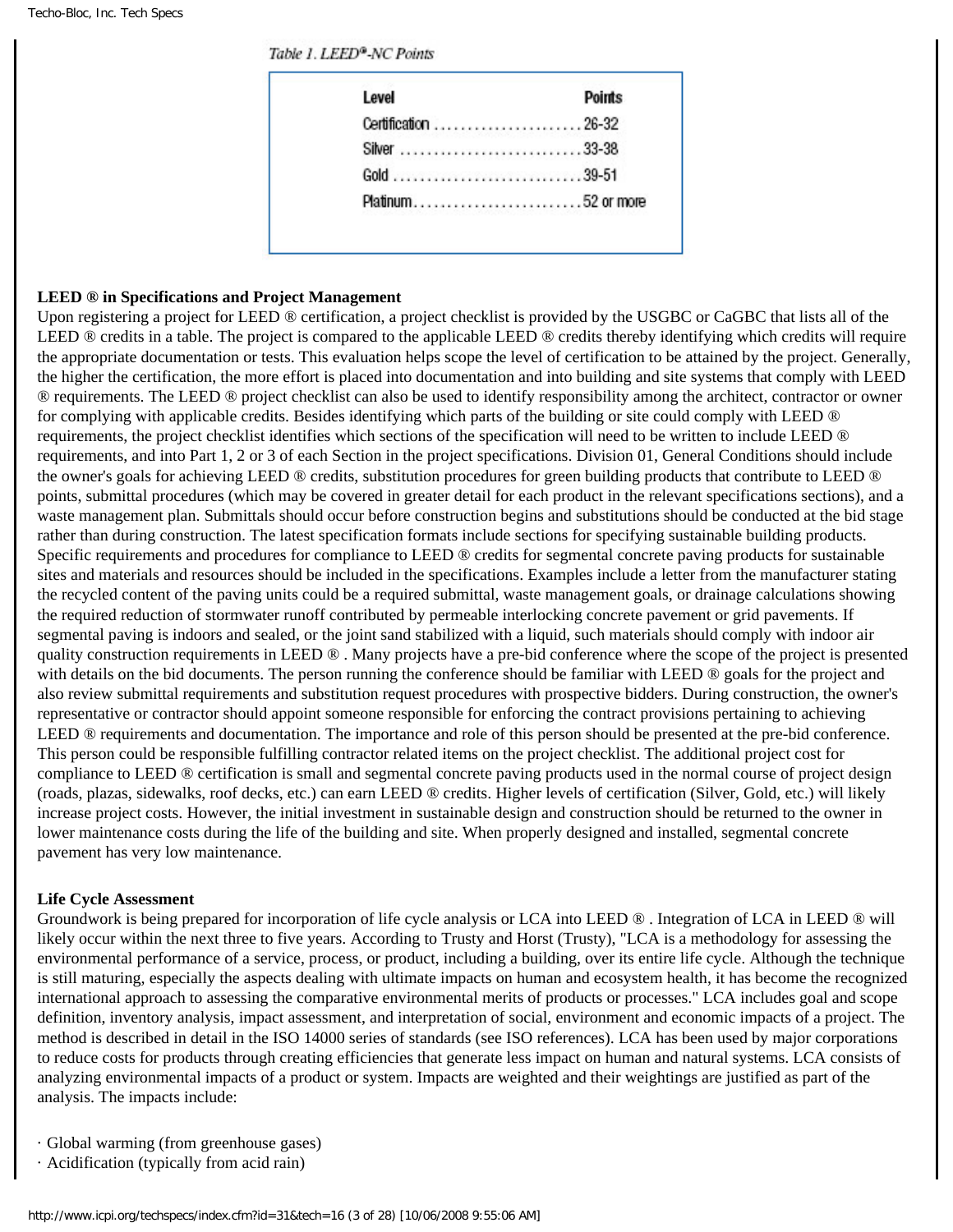*Table 1. LEED®-NC Points*

| Level | Points |
| --- | --- |
| Certification | 26-32 |
| Silver | 33-38 |
| Gold | 39-51 |
| Platinum | 52 or more |

**LEED ® in Specifications and Project Management**

Upon registering a project for LEED ® certification, a project checklist is provided by the USGBC or CaGBC that lists all of the LEED ® credits in a table. The project is compared to the applicable LEED ® credits thereby identifying which credits will require the appropriate documentation or tests. This evaluation helps scope the level of certification to be attained by the project. Generally, the higher the certification, the more effort is placed into documentation and into building and site systems that comply with LEED ® requirements. The LEED ® project checklist can also be used to identify responsibility among the architect, contractor or owner for complying with applicable credits. Besides identifying which parts of the building or site could comply with LEED ® requirements, the project checklist identifies which sections of the specification will need to be written to include LEED ® requirements, and into Part 1, 2 or 3 of each Section in the project specifications. Division 01, General Conditions should include the owner's goals for achieving LEED ® credits, substitution procedures for green building products that contribute to LEED ® points, submittal procedures (which may be covered in greater detail for each product in the relevant specifications sections), and a waste management plan. Submittals should occur before construction begins and substitutions should be conducted at the bid stage rather than during construction. The latest specification formats include sections for specifying sustainable building products. Specific requirements and procedures for compliance to LEED ® credits for segmental concrete paving products for sustainable sites and materials and resources should be included in the specifications. Examples include a letter from the manufacturer stating the recycled content of the paving units could be a required submittal, waste management goals, or drainage calculations showing the required reduction of stormwater runoff contributed by permeable interlocking concrete pavement or grid pavements. If segmental paving is indoors and sealed, or the joint sand stabilized with a liquid, such materials should comply with indoor air quality construction requirements in LEED ® . Many projects have a pre-bid conference where the scope of the project is presented with details on the bid documents. The person running the conference should be familiar with LEED ® goals for the project and also review submittal requirements and substitution request procedures with prospective bidders. During construction, the owner's representative or contractor should appoint someone responsible for enforcing the contract provisions pertaining to achieving LEED ® requirements and documentation. The importance and role of this person should be presented at the pre-bid conference. This person could be responsible fulfilling contractor related items on the project checklist. The additional project cost for compliance to LEED ® certification is small and segmental concrete paving products used in the normal course of project design (roads, plazas, sidewalks, roof decks, etc.) can earn LEED ® credits. Higher levels of certification (Silver, Gold, etc.) will likely increase project costs. However, the initial investment in sustainable design and construction should be returned to the owner in lower maintenance costs during the life of the building and site. When properly designed and installed, segmental concrete pavement has very low maintenance.

**Life Cycle Assessment**

Groundwork is being prepared for incorporation of life cycle analysis or LCA into LEED ® . Integration of LCA in LEED ® will likely occur within the next three to five years. According to Trusty and Horst (Trusty), "LCA is a methodology for assessing the environmental performance of a service, process, or product, including a building, over its entire life cycle. Although the technique is still maturing, especially the aspects dealing with ultimate impacts on human and ecosystem health, it has become the recognized international approach to assessing the comparative environmental merits of products or processes." LCA includes goal and scope definition, inventory analysis, impact assessment, and interpretation of social, environment and economic impacts of a project. The method is described in detail in the ISO 14000 series of standards (see ISO references). LCA has been used by major corporations to reduce costs for products through creating efficiencies that generate less impact on human and natural systems. LCA consists of analyzing environmental impacts of a product or system. Impacts are weighted and their weightings are justified as part of the analysis. The impacts include:

· Global warming (from greenhouse gases)
· Acidification (typically from acid rain)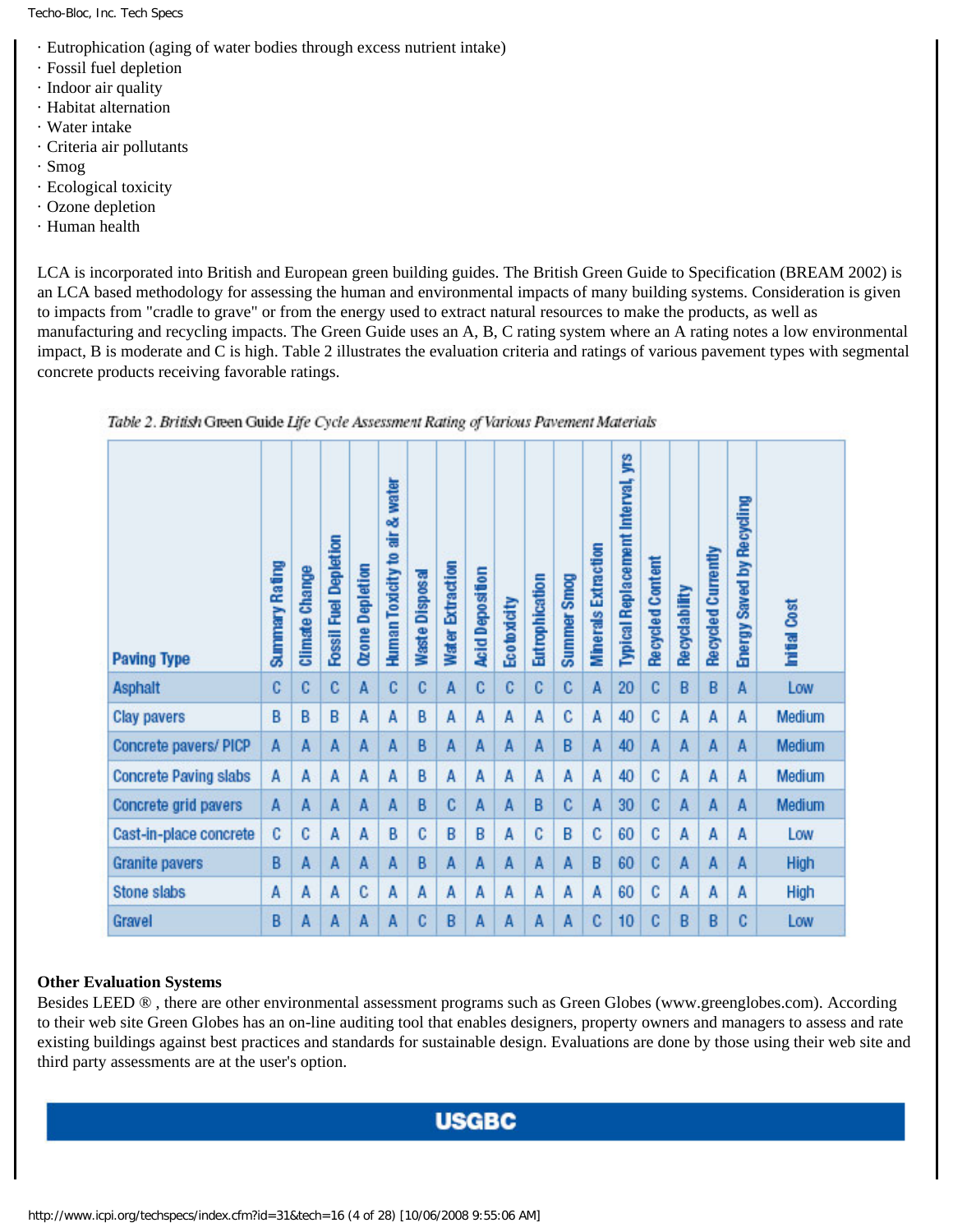· Eutrophication (aging of water bodies through excess nutrient intake)
· Fossil fuel depletion
· Indoor air quality
· Habitat alternation
· Water intake
· Criteria air pollutants
· Smog
· Ecological toxicity
· Ozone depletion
· Human health

LCA is incorporated into British and European green building guides. The British Green Guide to Specification (BREAM 2002) is an LCA based methodology for assessing the human and environmental impacts of many building systems. Consideration is given to impacts from "cradle to grave" or from the energy used to extract natural resources to make the products, as well as manufacturing and recycling impacts. The Green Guide uses an A, B, C rating system where an A rating notes a low environmental impact, B is moderate and C is high. Table 2 illustrates the evaluation criteria and ratings of various pavement types with segmental concrete products receiving favorable ratings.

*Table 2. British* Green Guide *Life Cycle Assessment Rating of Various Pavement Materials*

| Paving Type | Summary Rating | Climate Change | Fossil Fuel Depletion | Ozone Depletion | Human Toxicity to air & water | Waste Disposal | Water Extraction | Acid Deposition | Ecotoxicity | Eutrophication | Summer Smog | Minerals Extraction | Typical Replacement Interval, yrs | Recycled Content | Recyclability | Recycled Currently | Energy Saved by Recycling | Initial Cost |
|---|---|---|---|---|---|---|---|---|---|---|---|---|---|---|---|---|---|---|
| Asphalt | C | C | C | A | C | C | A | C | C | C | C | A | 20 | C | B | B | A | Low |
| Clay pavers | B | B | B | A | A | B | A | A | A | A | C | A | 40 | C | A | A | A | Medium |
| Concrete pavers/ PICP | A | A | A | A | A | B | A | A | A | A | B | A | 40 | A | A | A | A | Medium |
| Concrete Paving slabs | A | A | A | A | A | B | A | A | A | A | A | A | 40 | C | A | A | A | Medium |
| Concrete grid pavers | A | A | A | A | A | B | C | A | A | B | C | A | 30 | C | A | A | A | Medium |
| Cast-in-place concrete | C | C | A | A | B | C | B | B | A | C | B | C | 60 | C | A | A | A | Low |
| Granite pavers | B | A | A | A | A | B | A | A | A | A | A | B | 60 | C | A | A | A | High |
| Stone slabs | A | A | A | C | A | A | A | A | A | A | A | A | 60 | C | A | A | A | High |
| Gravel | B | A | A | A | A | C | B | A | A | A | A | C | 10 | C | B | B | C | Low |

**Other Evaluation Systems**

Besides LEED ® , there are other environmental assessment programs such as Green Globes (www.greenglobes.com). According to their web site Green Globes has an on-line auditing tool that enables designers, property owners and managers to assess and rate existing buildings against best practices and standards for sustainable design. Evaluations are done by those using their web site and third party assessments are at the user's option.

**USGBC**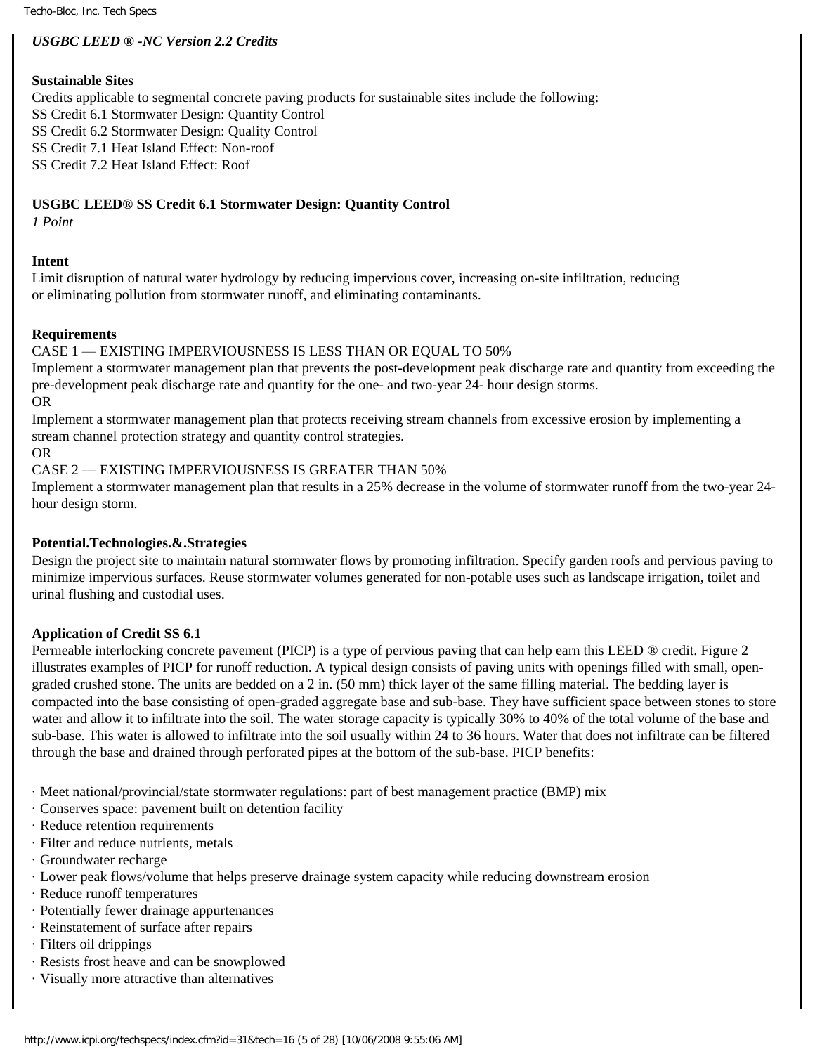*USGBC LEED ® -NC Version 2.2 Credits*

**Sustainable Sites**

Credits applicable to segmental concrete paving products for sustainable sites include the following:
SS Credit 6.1 Stormwater Design: Quantity Control
SS Credit 6.2 Stormwater Design: Quality Control
SS Credit 7.1 Heat Island Effect: Non-roof
SS Credit 7.2 Heat Island Effect: Roof

**USGBC LEED® SS Credit 6.1 Stormwater Design: Quantity Control**

*1 Point*

**Intent**

Limit disruption of natural water hydrology by reducing impervious cover, increasing on-site infiltration, reducing or eliminating pollution from stormwater runoff, and eliminating contaminants.

**Requirements**

CASE 1 — EXISTING IMPERVIOUSNESS IS LESS THAN OR EQUAL TO 50%

Implement a stormwater management plan that prevents the post-development peak discharge rate and quantity from exceeding the pre-development peak discharge rate and quantity for the one- and two-year 24- hour design storms.

OR

Implement a stormwater management plan that protects receiving stream channels from excessive erosion by implementing a stream channel protection strategy and quantity control strategies.

OR

CASE 2 — EXISTING IMPERVIOUSNESS IS GREATER THAN 50%

Implement a stormwater management plan that results in a 25% decrease in the volume of stormwater runoff from the two-year 24-hour design storm.

**Potential.Technologies.&.Strategies**

Design the project site to maintain natural stormwater flows by promoting infiltration. Specify garden roofs and pervious paving to minimize impervious surfaces. Reuse stormwater volumes generated for non-potable uses such as landscape irrigation, toilet and urinal flushing and custodial uses.

**Application of Credit SS 6.1**

Permeable interlocking concrete pavement (PICP) is a type of pervious paving that can help earn this LEED ® credit. Figure 2 illustrates examples of PICP for runoff reduction. A typical design consists of paving units with openings filled with small, open-graded crushed stone. The units are bedded on a 2 in. (50 mm) thick layer of the same filling material. The bedding layer is compacted into the base consisting of open-graded aggregate base and sub-base. They have sufficient space between stones to store water and allow it to infiltrate into the soil. The water storage capacity is typically 30% to 40% of the total volume of the base and sub-base. This water is allowed to infiltrate into the soil usually within 24 to 36 hours. Water that does not infiltrate can be filtered through the base and drained through perforated pipes at the bottom of the sub-base. PICP benefits:

- Meet national/provincial/state stormwater regulations: part of best management practice (BMP) mix
- Conserves space: pavement built on detention facility
- Reduce retention requirements
- Filter and reduce nutrients, metals
- Groundwater recharge
- Lower peak flows/volume that helps preserve drainage system capacity while reducing downstream erosion
- Reduce runoff temperatures
- Potentially fewer drainage appurtenances
- Reinstatement of surface after repairs
- Filters oil drippings
- Resists frost heave and can be snowplowed
- Visually more attractive than alternatives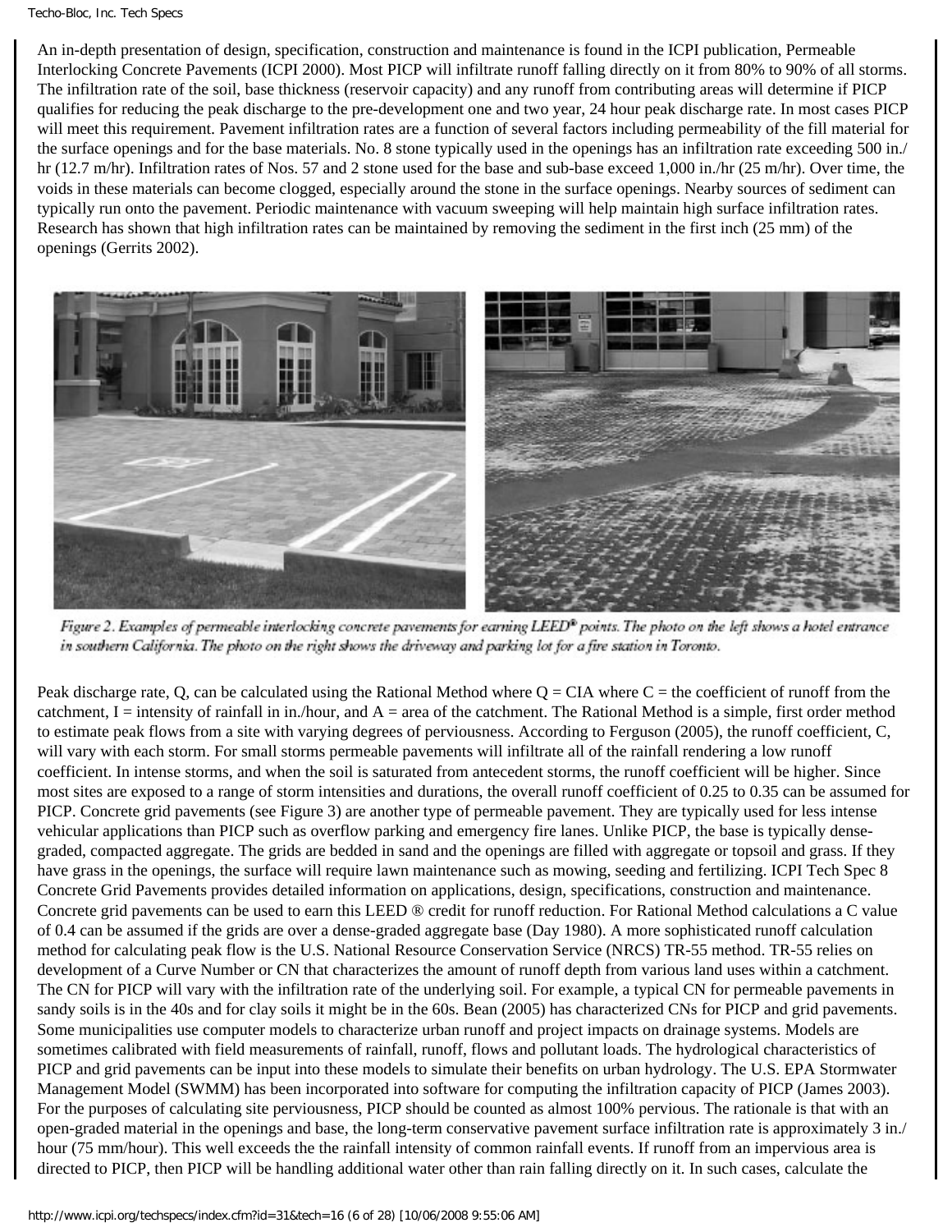An in-depth presentation of design, specification, construction and maintenance is found in the ICPI publication, Permeable Interlocking Concrete Pavements (ICPI 2000). Most PICP will infiltrate runoff falling directly on it from 80% to 90% of all storms. The infiltration rate of the soil, base thickness (reservoir capacity) and any runoff from contributing areas will determine if PICP qualifies for reducing the peak discharge to the pre-development one and two year, 24 hour peak discharge rate. In most cases PICP will meet this requirement. Pavement infiltration rates are a function of several factors including permeability of the fill material for the surface openings and for the base materials. No. 8 stone typically used in the openings has an infiltration rate exceeding 500 in./hr (12.7 m/hr). Infiltration rates of Nos. 57 and 2 stone used for the base and sub-base exceed 1,000 in./hr (25 m/hr). Over time, the voids in these materials can become clogged, especially around the stone in the surface openings. Nearby sources of sediment can typically run onto the pavement. Periodic maintenance with vacuum sweeping will help maintain high surface infiltration rates. Research has shown that high infiltration rates can be maintained by removing the sediment in the first inch (25 mm) of the openings (Gerrits 2002).

*Figure 2. Examples of permeable interlocking concrete pavements for earning LEED® points. The photo on the left shows a hotel entrance in southern California. The photo on the right shows the driveway and parking lot for a fire station in Toronto.*

Peak discharge rate, Q, can be calculated using the Rational Method where $Q = CIA$ where C = the coefficient of runoff from the catchment, I = intensity of rainfall in in./hour, and A = area of the catchment. The Rational Method is a simple, first order method to estimate peak flows from a site with varying degrees of perviousness. According to Ferguson (2005), the runoff coefficient, C, will vary with each storm. For small storms permeable pavements will infiltrate all of the rainfall rendering a low runoff coefficient. In intense storms, and when the soil is saturated from antecedent storms, the runoff coefficient will be higher. Since most sites are exposed to a range of storm intensities and durations, the overall runoff coefficient of 0.25 to 0.35 can be assumed for PICP. Concrete grid pavements (see Figure 3) are another type of permeable pavement. They are typically used for less intense vehicular applications than PICP such as overflow parking and emergency fire lanes. Unlike PICP, the base is typically dense-graded, compacted aggregate. The grids are bedded in sand and the openings are filled with aggregate or topsoil and grass. If they have grass in the openings, the surface will require lawn maintenance such as mowing, seeding and fertilizing. ICPI Tech Spec 8 Concrete Grid Pavements provides detailed information on applications, design, specifications, construction and maintenance. Concrete grid pavements can be used to earn this LEED ® credit for runoff reduction. For Rational Method calculations a C value of 0.4 can be assumed if the grids are over a dense-graded aggregate base (Day 1980). A more sophisticated runoff calculation method for calculating peak flow is the U.S. National Resource Conservation Service (NRCS) TR-55 method. TR-55 relies on development of a Curve Number or CN that characterizes the amount of runoff depth from various land uses within a catchment. The CN for PICP will vary with the infiltration rate of the underlying soil. For example, a typical CN for permeable pavements in sandy soils is in the 40s and for clay soils it might be in the 60s. Bean (2005) has characterized CNs for PICP and grid pavements. Some municipalities use computer models to characterize urban runoff and project impacts on drainage systems. Models are sometimes calibrated with field measurements of rainfall, runoff, flows and pollutant loads. The hydrological characteristics of PICP and grid pavements can be input into these models to simulate their benefits on urban hydrology. The U.S. EPA Stormwater Management Model (SWMM) has been incorporated into software for computing the infiltration capacity of PICP (James 2003). For the purposes of calculating site perviousness, PICP should be counted as almost 100% pervious. The rationale is that with an open-graded material in the openings and base, the long-term conservative pavement surface infiltration rate is approximately 3 in./hour (75 mm/hour). This well exceeds the the rainfall intensity of common rainfall events. If runoff from an impervious area is directed to PICP, then PICP will be handling additional water other than rain falling directly on it. In such cases, calculate the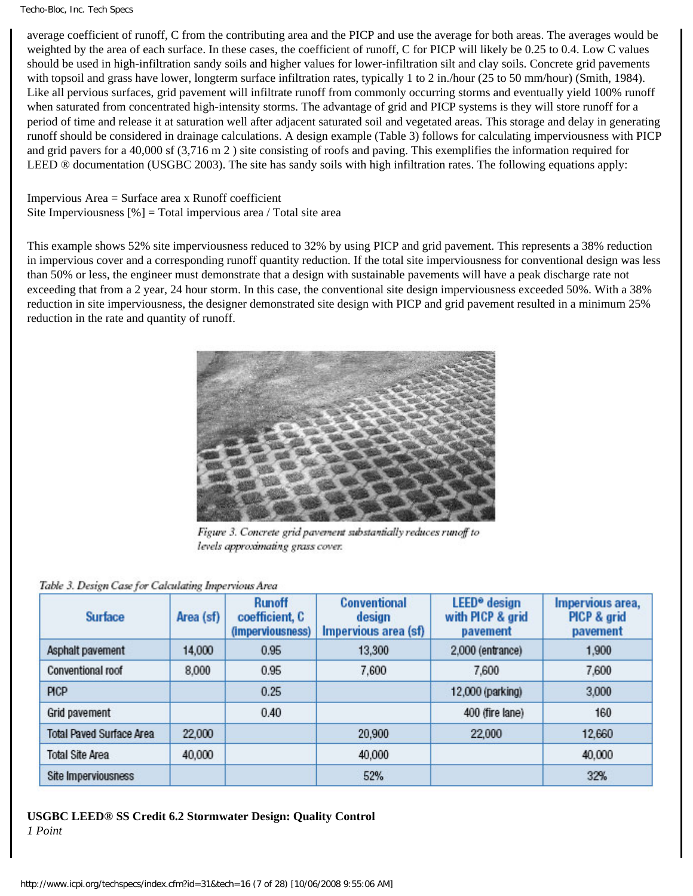average coefficient of runoff, C from the contributing area and the PICP and use the average for both areas. The averages would be weighted by the area of each surface. In these cases, the coefficient of runoff, C for PICP will likely be 0.25 to 0.4. Low C values should be used in high-infiltration sandy soils and higher values for lower-infiltration silt and clay soils. Concrete grid pavements with topsoil and grass have lower, longterm surface infiltration rates, typically 1 to 2 in./hour (25 to 50 mm/hour) (Smith, 1984). Like all pervious surfaces, grid pavement will infiltrate runoff from commonly occurring storms and eventually yield 100% runoff when saturated from concentrated high-intensity storms. The advantage of grid and PICP systems is they will store runoff for a period of time and release it at saturation well after adjacent saturated soil and vegetated areas. This storage and delay in generating runoff should be considered in drainage calculations. A design example (Table 3) follows for calculating imperviousness with PICP and grid pavers for a 40,000 sf (3,716 m 2 ) site consisting of roofs and paving. This exemplifies the information required for LEED ® documentation (USGBC 2003). The site has sandy soils with high infiltration rates. The following equations apply:

Impervious Area = Surface area x Runoff coefficient
Site Imperviousness [%] = Total impervious area / Total site area

This example shows 52% site imperviousness reduced to 32% by using PICP and grid pavement. This represents a 38% reduction in impervious cover and a corresponding runoff quantity reduction. If the total site imperviousness for conventional design was less than 50% or less, the engineer must demonstrate that a design with sustainable pavements will have a peak discharge rate not exceeding that from a 2 year, 24 hour storm. In this case, the conventional site design imperviousness exceeded 50%. With a 38% reduction in site imperviousness, the designer demonstrated site design with PICP and grid pavement resulted in a minimum 25% reduction in the rate and quantity of runoff.

*Figure 3. Concrete grid pavement substantially reduces runoff to levels approximating grass cover.*

*Table 3. Design Case for Calculating Impervious Area*

| Surface | Area (sf) | Runoff coefficient, C (imperviousness) | Conventional design Impervious area (sf) | LEED® design with PICP & grid pavement | Impervious area, PICP & grid pavement |
|---|---|---|---|---|---|
| Asphalt pavement | 14,000 | 0.95 | 13,300 | 2,000 (entrance) | 1,900 |
| Conventional roof | 8,000 | 0.95 | 7,600 | 7,600 | 7,600 |
| PICP | | 0.25 | | 12,000 (parking) | 3,000 |
| Grid pavement | | 0.40 | | 400 (fire lane) | 160 |
| Total Paved Surface Area | 22,000 | | 20,900 | 22,000 | 12,660 |
| Total Site Area | 40,000 | | 40,000 | | 40,000 |
| Site Imperviousness | | | 52% | | 32% |

**USGBC LEED® SS Credit 6.2 Stormwater Design: Quality Control**

*1 Point*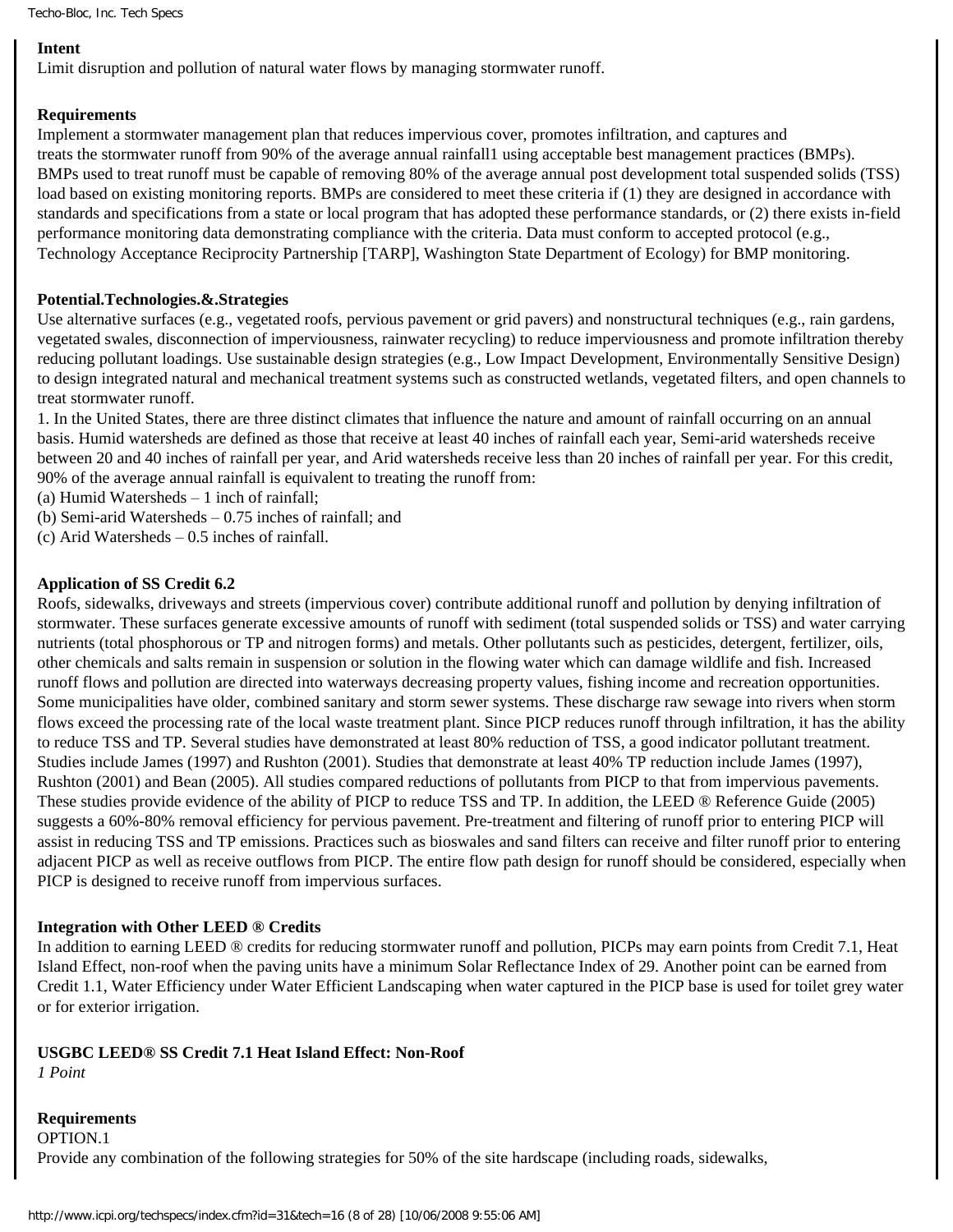**Intent**

Limit disruption and pollution of natural water flows by managing stormwater runoff.

**Requirements**

Implement a stormwater management plan that reduces impervious cover, promotes infiltration, and captures and treats the stormwater runoff from 90% of the average annual rainfall[1] using acceptable best management practices (BMPs). BMPs used to treat runoff must be capable of removing 80% of the average annual post development total suspended solids (TSS) load based on existing monitoring reports. BMPs are considered to meet these criteria if (1) they are designed in accordance with standards and specifications from a state or local program that has adopted these performance standards, or (2) there exists in-field performance monitoring data demonstrating compliance with the criteria. Data must conform to accepted protocol (e.g., Technology Acceptance Reciprocity Partnership [TARP], Washington State Department of Ecology) for BMP monitoring.

**Potential.Technologies.&.Strategies**

Use alternative surfaces (e.g., vegetated roofs, pervious pavement or grid pavers) and nonstructural techniques (e.g., rain gardens, vegetated swales, disconnection of imperviousness, rainwater recycling) to reduce imperviousness and promote infiltration thereby reducing pollutant loadings. Use sustainable design strategies (e.g., Low Impact Development, Environmentally Sensitive Design) to design integrated natural and mechanical treatment systems such as constructed wetlands, vegetated filters, and open channels to treat stormwater runoff.

1. In the United States, there are three distinct climates that influence the nature and amount of rainfall occurring on an annual basis. Humid watersheds are defined as those that receive at least 40 inches of rainfall each year, Semi-arid watersheds receive between 20 and 40 inches of rainfall per year, and Arid watersheds receive less than 20 inches of rainfall per year. For this credit, 90% of the average annual rainfall is equivalent to treating the runoff from:

(a) Humid Watersheds – 1 inch of rainfall;

(b) Semi-arid Watersheds – 0.75 inches of rainfall; and

(c) Arid Watersheds – 0.5 inches of rainfall.

**Application of SS Credit 6.2**

Roofs, sidewalks, driveways and streets (impervious cover) contribute additional runoff and pollution by denying infiltration of stormwater. These surfaces generate excessive amounts of runoff with sediment (total suspended solids or TSS) and water carrying nutrients (total phosphorous or TP and nitrogen forms) and metals. Other pollutants such as pesticides, detergent, fertilizer, oils, other chemicals and salts remain in suspension or solution in the flowing water which can damage wildlife and fish. Increased runoff flows and pollution are directed into waterways decreasing property values, fishing income and recreation opportunities. Some municipalities have older, combined sanitary and storm sewer systems. These discharge raw sewage into rivers when storm flows exceed the processing rate of the local waste treatment plant. Since PICP reduces runoff through infiltration, it has the ability to reduce TSS and TP. Several studies have demonstrated at least 80% reduction of TSS, a good indicator pollutant treatment. Studies include James (1997) and Rushton (2001). Studies that demonstrate at least 40% TP reduction include James (1997), Rushton (2001) and Bean (2005). All studies compared reductions of pollutants from PICP to that from impervious pavements. These studies provide evidence of the ability of PICP to reduce TSS and TP. In addition, the LEED ® Reference Guide (2005) suggests a 60%-80% removal efficiency for pervious pavement. Pre-treatment and filtering of runoff prior to entering PICP will assist in reducing TSS and TP emissions. Practices such as bioswales and sand filters can receive and filter runoff prior to entering adjacent PICP as well as receive outflows from PICP. The entire flow path design for runoff should be considered, especially when PICP is designed to receive runoff from impervious surfaces.

**Integration with Other LEED ® Credits**

In addition to earning LEED ® credits for reducing stormwater runoff and pollution, PICPs may earn points from Credit 7.1, Heat Island Effect, non-roof when the paving units have a minimum Solar Reflectance Index of 29. Another point can be earned from Credit 1.1, Water Efficiency under Water Efficient Landscaping when water captured in the PICP base is used for toilet grey water or for exterior irrigation.

**USGBC LEED® SS Credit 7.1 Heat Island Effect: Non-Roof**

*1 Point*

**Requirements**

OPTION.1

Provide any combination of the following strategies for 50% of the site hardscape (including roads, sidewalks,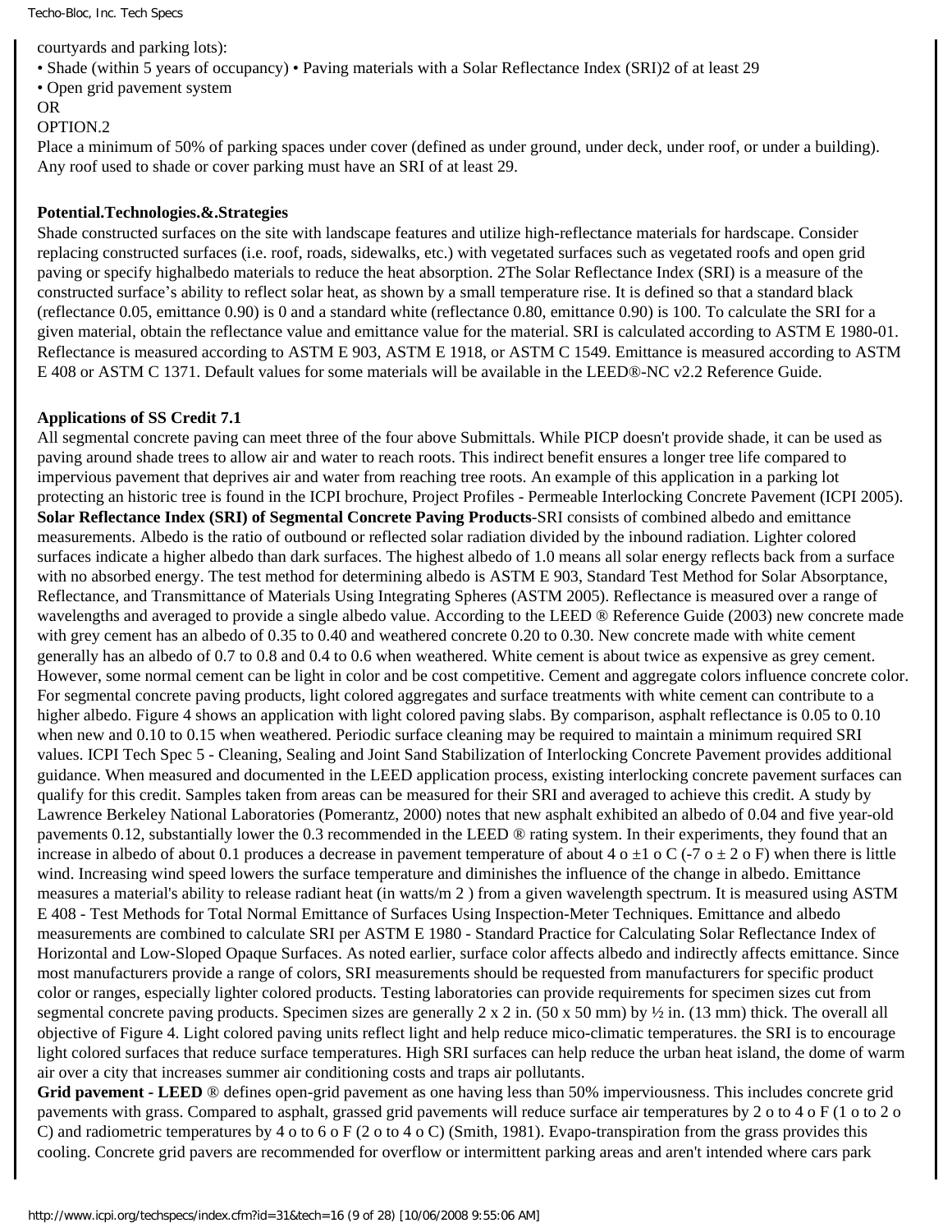courtyards and parking lots):

• Shade (within 5 years of occupancy) • Paving materials with a Solar Reflectance Index (SRI)2 of at least 29

• Open grid pavement system

OR

OPTION.2

Place a minimum of 50% of parking spaces under cover (defined as under ground, under deck, under roof, or under a building). Any roof used to shade or cover parking must have an SRI of at least 29.

**Potential.Technologies.&.Strategies**

Shade constructed surfaces on the site with landscape features and utilize high-reflectance materials for hardscape. Consider replacing constructed surfaces (i.e. roof, roads, sidewalks, etc.) with vegetated surfaces such as vegetated roofs and open grid paving or specify highalbedo materials to reduce the heat absorption. 2The Solar Reflectance Index (SRI) is a measure of the constructed surface's ability to reflect solar heat, as shown by a small temperature rise. It is defined so that a standard black (reflectance 0.05, emittance 0.90) is 0 and a standard white (reflectance 0.80, emittance 0.90) is 100. To calculate the SRI for a given material, obtain the reflectance value and emittance value for the material. SRI is calculated according to ASTM E 1980-01. Reflectance is measured according to ASTM E 903, ASTM E 1918, or ASTM C 1549. Emittance is measured according to ASTM E 408 or ASTM C 1371. Default values for some materials will be available in the LEED®-NC v2.2 Reference Guide.

**Applications of SS Credit 7.1**

All segmental concrete paving can meet three of the four above Submittals. While PICP doesn't provide shade, it can be used as paving around shade trees to allow air and water to reach roots. This indirect benefit ensures a longer tree life compared to impervious pavement that deprives air and water from reaching tree roots. An example of this application in a parking lot protecting an historic tree is found in the ICPI brochure, Project Profiles - Permeable Interlocking Concrete Pavement (ICPI 2005). **Solar Reflectance Index (SRI) of Segmental Concrete Paving Products**-SRI consists of combined albedo and emittance measurements. Albedo is the ratio of outbound or reflected solar radiation divided by the inbound radiation. Lighter colored surfaces indicate a higher albedo than dark surfaces. The highest albedo of 1.0 means all solar energy reflects back from a surface with no absorbed energy. The test method for determining albedo is ASTM E 903, Standard Test Method for Solar Absorptance, Reflectance, and Transmittance of Materials Using Integrating Spheres (ASTM 2005). Reflectance is measured over a range of wavelengths and averaged to provide a single albedo value. According to the LEED ® Reference Guide (2003) new concrete made with grey cement has an albedo of 0.35 to 0.40 and weathered concrete 0.20 to 0.30. New concrete made with white cement generally has an albedo of 0.7 to 0.8 and 0.4 to 0.6 when weathered. White cement is about twice as expensive as grey cement. However, some normal cement can be light in color and be cost competitive. Cement and aggregate colors influence concrete color. For segmental concrete paving products, light colored aggregates and surface treatments with white cement can contribute to a higher albedo. Figure 4 shows an application with light colored paving slabs. By comparison, asphalt reflectance is 0.05 to 0.10 when new and 0.10 to 0.15 when weathered. Periodic surface cleaning may be required to maintain a minimum required SRI values. ICPI Tech Spec 5 - Cleaning, Sealing and Joint Sand Stabilization of Interlocking Concrete Pavement provides additional guidance. When measured and documented in the LEED application process, existing interlocking concrete pavement surfaces can qualify for this credit. Samples taken from areas can be measured for their SRI and averaged to achieve this credit. A study by Lawrence Berkeley National Laboratories (Pomerantz, 2000) notes that new asphalt exhibited an albedo of 0.04 and five year-old pavements 0.12, substantially lower the 0.3 recommended in the LEED ® rating system. In their experiments, they found that an increase in albedo of about 0.1 produces a decrease in pavement temperature of about 4 o ±1 o C (-7 o ± 2 o F) when there is little wind. Increasing wind speed lowers the surface temperature and diminishes the influence of the change in albedo. Emittance measures a material's ability to release radiant heat (in watts/m 2 ) from a given wavelength spectrum. It is measured using ASTM E 408 - Test Methods for Total Normal Emittance of Surfaces Using Inspection-Meter Techniques. Emittance and albedo measurements are combined to calculate SRI per ASTM E 1980 - Standard Practice for Calculating Solar Reflectance Index of Horizontal and Low-Sloped Opaque Surfaces. As noted earlier, surface color affects albedo and indirectly affects emittance. Since most manufacturers provide a range of colors, SRI measurements should be requested from manufacturers for specific product color or ranges, especially lighter colored products. Testing laboratories can provide requirements for specimen sizes cut from segmental concrete paving products. Specimen sizes are generally 2 x 2 in. (50 x 50 mm) by ½ in. (13 mm) thick. The overall all objective of Figure 4. Light colored paving units reflect light and help reduce mico-climatic temperatures. the SRI is to encourage light colored surfaces that reduce surface temperatures. High SRI surfaces can help reduce the urban heat island, the dome of warm air over a city that increases summer air conditioning costs and traps air pollutants.

**Grid pavement - LEED** ® defines open-grid pavement as one having less than 50% imperviousness. This includes concrete grid pavements with grass. Compared to asphalt, grassed grid pavements will reduce surface air temperatures by 2 o to 4 o F (1 o to 2 o C) and radiometric temperatures by 4 o to 6 o F (2 o to 4 o C) (Smith, 1981). Evapo-transpiration from the grass provides this cooling. Concrete grid pavers are recommended for overflow or intermittent parking areas and aren't intended where cars park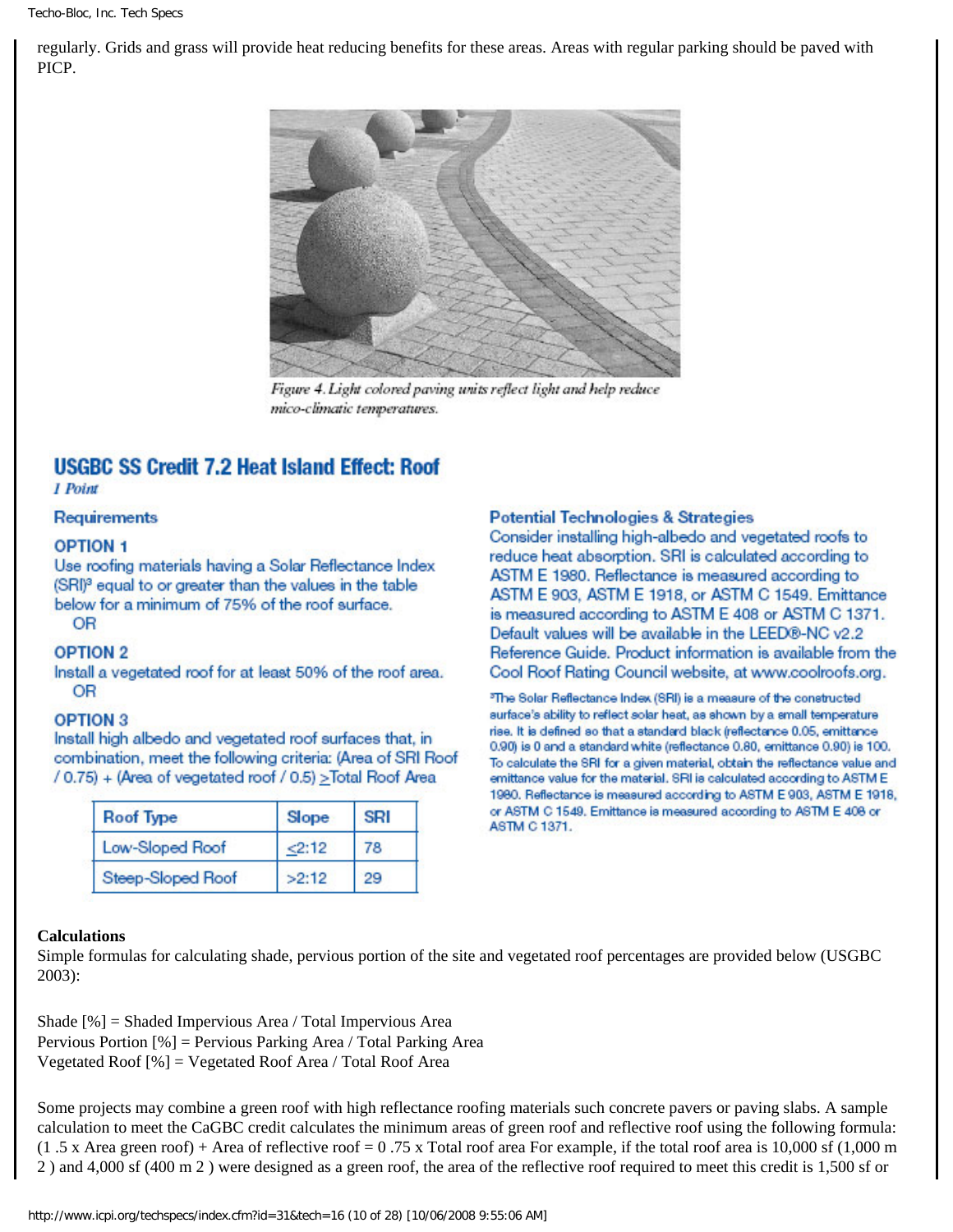regularly. Grids and grass will provide heat reducing benefits for these areas. Areas with regular parking should be paved with PICP.

*Figure 4. Light colored paving units reflect light and help reduce mico-climatic temperatures.*

## USGBC SS Credit 7.2 Heat Island Effect: Roof

*1 Point*

### Requirements

**OPTION 1**

Use roofing materials having a Solar Reflectance Index (SRI)[3] equal to or greater than the values in the table below for a minimum of 75% of the roof surface.

OR

**OPTION 2**

Install a vegetated roof for at least 50% of the roof area.

OR

**OPTION 3**

Install high albedo and vegetated roof surfaces that, in combination, meet the following criteria: (Area of SRI Roof / 0.75) + (Area of vegetated roof / 0.5) ≥Total Roof Area

| Roof Type | Slope | SRI |
|---|---|---|
| Low-Sloped Roof | ≤2:12 | 78 |
| Steep-Sloped Roof | >2:12 | 29 |

### Potential Technologies & Strategies

Consider installing high-albedo and vegetated roofs to reduce heat absorption. SRI is calculated according to ASTM E 1980. Reflectance is measured according to ASTM E 903, ASTM E 1918, or ASTM C 1549. Emittance is measured according to ASTM E 408 or ASTM C 1371. Default values will be available in the LEED®-NC v2.2 Reference Guide. Product information is available from the Cool Roof Rating Council website, at www.coolroofs.org.

[3]The Solar Reflectance Index (SRI) is a measure of the constructed surface's ability to reflect solar heat, as shown by a small temperature rise. It is defined so that a standard black (reflectance 0.05, emittance 0.90) is 0 and a standard white (reflectance 0.80, emittance 0.90) is 100. To calculate the SRI for a given material, obtain the reflectance value and emittance value for the material. SRI is calculated according to ASTM E 1980. Reflectance is measured according to ASTM E 903, ASTM E 1918, or ASTM C 1549. Emittance is measured according to ASTM E 408 or ASTM C 1371.

**Calculations**

Simple formulas for calculating shade, pervious portion of the site and vegetated roof percentages are provided below (USGBC 2003):

Shade [%] = Shaded Impervious Area / Total Impervious Area
Pervious Portion [%] = Pervious Parking Area / Total Parking Area
Vegetated Roof [%] = Vegetated Roof Area / Total Roof Area

Some projects may combine a green roof with high reflectance roofing materials such concrete pavers or paving slabs. A sample calculation to meet the CaGBC credit calculates the minimum areas of green roof and reflective roof using the following formula: (1 .5 x Area green roof) + Area of reflective roof = 0 .75 x Total roof area For example, if the total roof area is 10,000 sf (1,000 $m^2$) and 4,000 sf (400 $m^2$) were designed as a green roof, the area of the reflective roof required to meet this credit is 1,500 sf or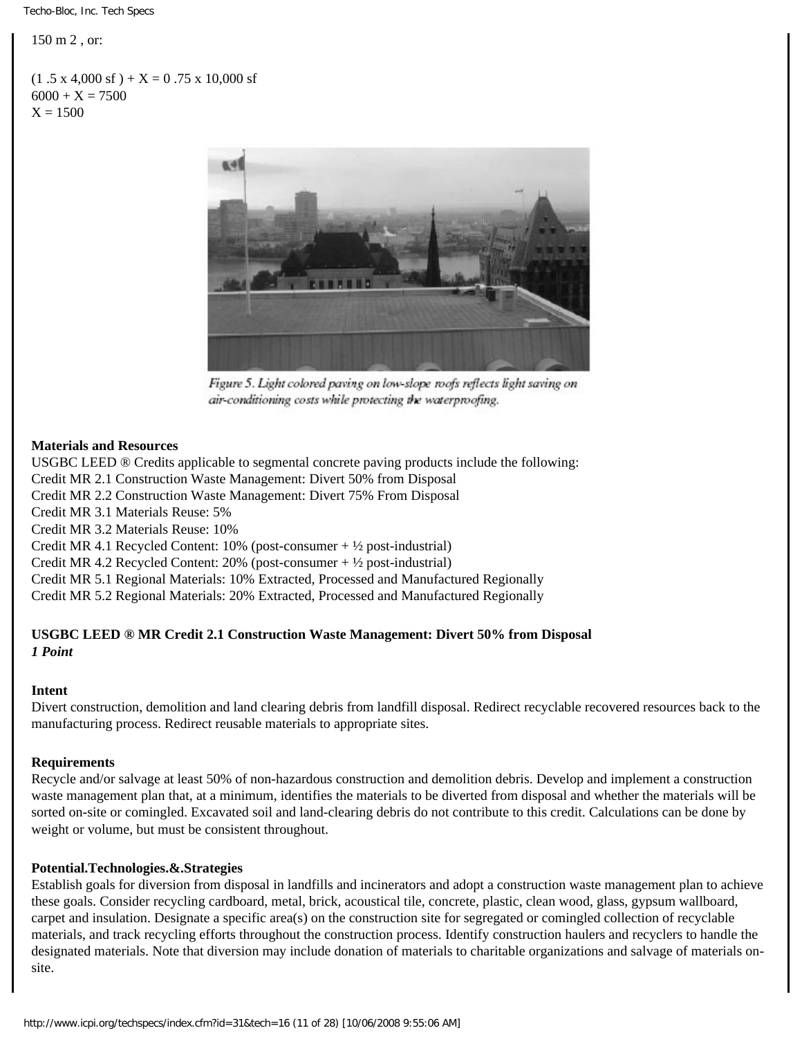150 m 2 , or:

(1 .5 x 4,000 sf ) + X = 0 .75 x 10,000 sf
6000 + X = 7500
X = 1500

Figure 5. Light colored paving on low-slope roofs reflects light saving on air-conditioning costs while protecting the waterproofing.

**Materials and Resources**

USGBC LEED ® Credits applicable to segmental concrete paving products include the following:
Credit MR 2.1 Construction Waste Management: Divert 50% from Disposal
Credit MR 2.2 Construction Waste Management: Divert 75% From Disposal
Credit MR 3.1 Materials Reuse: 5%
Credit MR 3.2 Materials Reuse: 10%
Credit MR 4.1 Recycled Content: 10% (post-consumer + ½ post-industrial)
Credit MR 4.2 Recycled Content: 20% (post-consumer + ½ post-industrial)
Credit MR 5.1 Regional Materials: 10% Extracted, Processed and Manufactured Regionally
Credit MR 5.2 Regional Materials: 20% Extracted, Processed and Manufactured Regionally

**USGBC LEED ® MR Credit 2.1 Construction Waste Management: Divert 50% from Disposal**
***1 Point***

**Intent**

Divert construction, demolition and land clearing debris from landfill disposal. Redirect recyclable recovered resources back to the manufacturing process. Redirect reusable materials to appropriate sites.

**Requirements**

Recycle and/or salvage at least 50% of non-hazardous construction and demolition debris. Develop and implement a construction waste management plan that, at a minimum, identifies the materials to be diverted from disposal and whether the materials will be sorted on-site or comingled. Excavated soil and land-clearing debris do not contribute to this credit. Calculations can be done by weight or volume, but must be consistent throughout.

**Potential.Technologies.&.Strategies**

Establish goals for diversion from disposal in landfills and incinerators and adopt a construction waste management plan to achieve these goals. Consider recycling cardboard, metal, brick, acoustical tile, concrete, plastic, clean wood, glass, gypsum wallboard, carpet and insulation. Designate a specific area(s) on the construction site for segregated or comingled collection of recyclable materials, and track recycling efforts throughout the construction process. Identify construction haulers and recyclers to handle the designated materials. Note that diversion may include donation of materials to charitable organizations and salvage of materials on-site.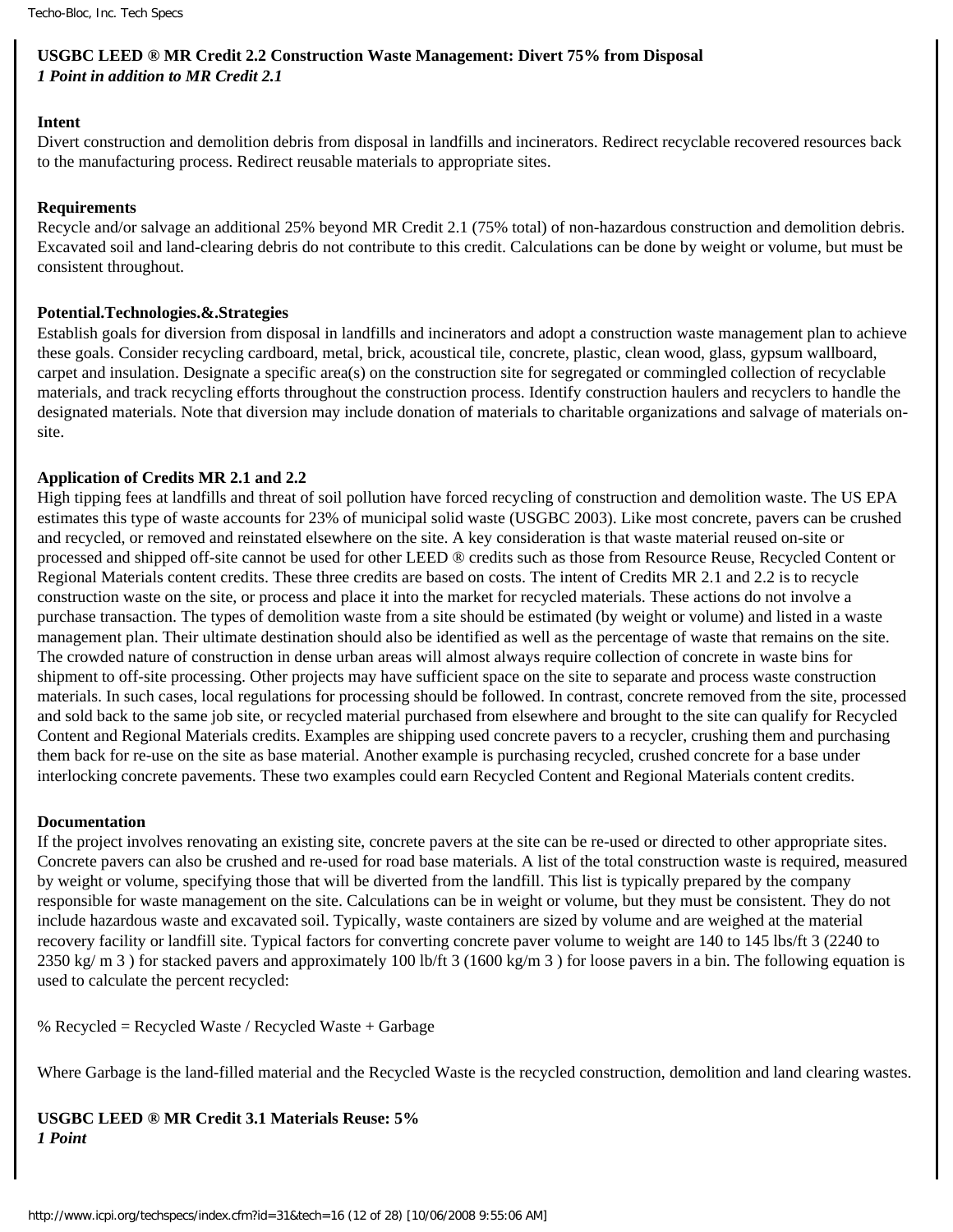**USGBC LEED ® MR Credit 2.2 Construction Waste Management: Divert 75% from Disposal**
***1 Point in addition to MR Credit 2.1***

**Intent**
Divert construction and demolition debris from disposal in landfills and incinerators. Redirect recyclable recovered resources back to the manufacturing process. Redirect reusable materials to appropriate sites.

**Requirements**
Recycle and/or salvage an additional 25% beyond MR Credit 2.1 (75% total) of non-hazardous construction and demolition debris. Excavated soil and land-clearing debris do not contribute to this credit. Calculations can be done by weight or volume, but must be consistent throughout.

**Potential.Technologies.&.Strategies**
Establish goals for diversion from disposal in landfills and incinerators and adopt a construction waste management plan to achieve these goals. Consider recycling cardboard, metal, brick, acoustical tile, concrete, plastic, clean wood, glass, gypsum wallboard, carpet and insulation. Designate a specific area(s) on the construction site for segregated or commingled collection of recyclable materials, and track recycling efforts throughout the construction process. Identify construction haulers and recyclers to handle the designated materials. Note that diversion may include donation of materials to charitable organizations and salvage of materials on-site.

**Application of Credits MR 2.1 and 2.2**
High tipping fees at landfills and threat of soil pollution have forced recycling of construction and demolition waste. The US EPA estimates this type of waste accounts for 23% of municipal solid waste (USGBC 2003). Like most concrete, pavers can be crushed and recycled, or removed and reinstated elsewhere on the site. A key consideration is that waste material reused on-site or processed and shipped off-site cannot be used for other LEED ® credits such as those from Resource Reuse, Recycled Content or Regional Materials content credits. These three credits are based on costs. The intent of Credits MR 2.1 and 2.2 is to recycle construction waste on the site, or process and place it into the market for recycled materials. These actions do not involve a purchase transaction. The types of demolition waste from a site should be estimated (by weight or volume) and listed in a waste management plan. Their ultimate destination should also be identified as well as the percentage of waste that remains on the site. The crowded nature of construction in dense urban areas will almost always require collection of concrete in waste bins for shipment to off-site processing. Other projects may have sufficient space on the site to separate and process waste construction materials. In such cases, local regulations for processing should be followed. In contrast, concrete removed from the site, processed and sold back to the same job site, or recycled material purchased from elsewhere and brought to the site can qualify for Recycled Content and Regional Materials credits. Examples are shipping used concrete pavers to a recycler, crushing them and purchasing them back for re-use on the site as base material. Another example is purchasing recycled, crushed concrete for a base under interlocking concrete pavements. These two examples could earn Recycled Content and Regional Materials content credits.

**Documentation**
If the project involves renovating an existing site, concrete pavers at the site can be re-used or directed to other appropriate sites. Concrete pavers can also be crushed and re-used for road base materials. A list of the total construction waste is required, measured by weight or volume, specifying those that will be diverted from the landfill. This list is typically prepared by the company responsible for waste management on the site. Calculations can be in weight or volume, but they must be consistent. They do not include hazardous waste and excavated soil. Typically, waste containers are sized by volume and are weighed at the material recovery facility or landfill site. Typical factors for converting concrete paver volume to weight are 140 to 145 lbs/ft 3 (2240 to 2350 kg/ m 3 ) for stacked pavers and approximately 100 lb/ft 3 (1600 kg/m 3 ) for loose pavers in a bin. The following equation is used to calculate the percent recycled:

% Recycled = Recycled Waste / Recycled Waste + Garbage

Where Garbage is the land-filled material and the Recycled Waste is the recycled construction, demolition and land clearing wastes.

**USGBC LEED ® MR Credit 3.1 Materials Reuse: 5%**
***1 Point***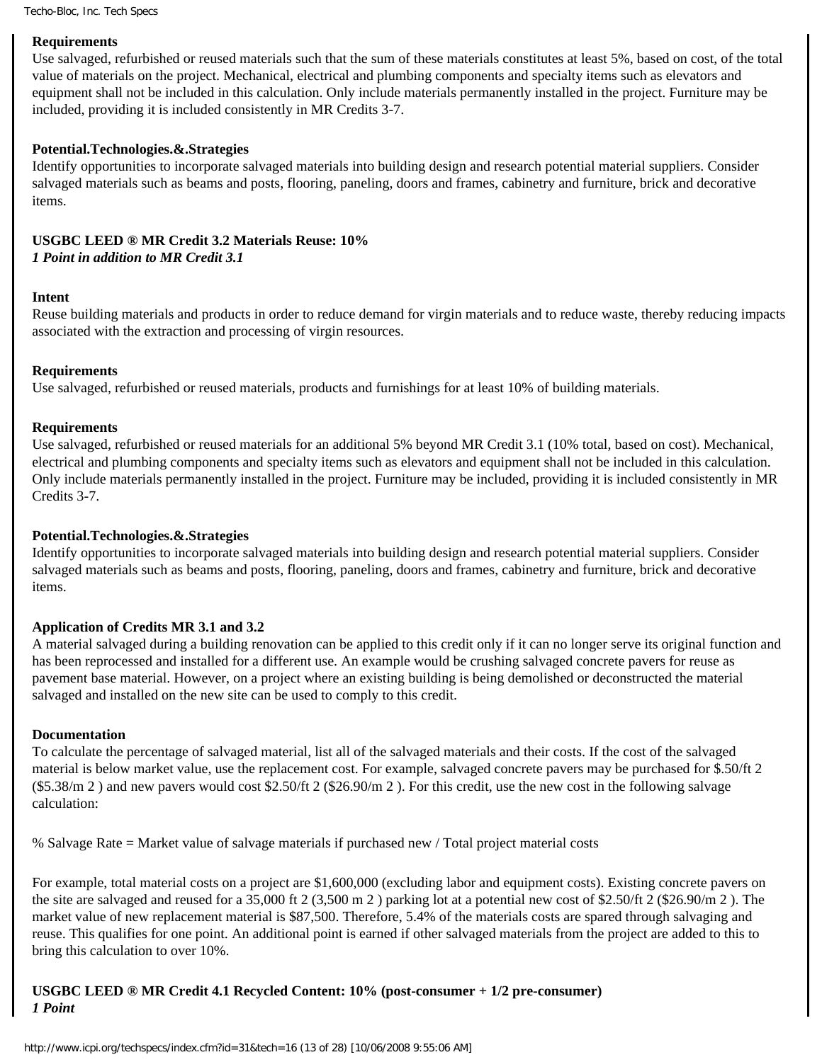**Requirements**
Use salvaged, refurbished or reused materials such that the sum of these materials constitutes at least 5%, based on cost, of the total value of materials on the project. Mechanical, electrical and plumbing components and specialty items such as elevators and equipment shall not be included in this calculation. Only include materials permanently installed in the project. Furniture may be included, providing it is included consistently in MR Credits 3-7.

**Potential.Technologies.&.Strategies**
Identify opportunities to incorporate salvaged materials into building design and research potential material suppliers. Consider salvaged materials such as beams and posts, flooring, paneling, doors and frames, cabinetry and furniture, brick and decorative items.

**USGBC LEED ® MR Credit 3.2 Materials Reuse: 10%**
***1 Point in addition to MR Credit 3.1***

**Intent**
Reuse building materials and products in order to reduce demand for virgin materials and to reduce waste, thereby reducing impacts associated with the extraction and processing of virgin resources.

**Requirements**
Use salvaged, refurbished or reused materials, products and furnishings for at least 10% of building materials.

**Requirements**
Use salvaged, refurbished or reused materials for an additional 5% beyond MR Credit 3.1 (10% total, based on cost). Mechanical, electrical and plumbing components and specialty items such as elevators and equipment shall not be included in this calculation. Only include materials permanently installed in the project. Furniture may be included, providing it is included consistently in MR Credits 3-7.

**Potential.Technologies.&.Strategies**
Identify opportunities to incorporate salvaged materials into building design and research potential material suppliers. Consider salvaged materials such as beams and posts, flooring, paneling, doors and frames, cabinetry and furniture, brick and decorative items.

**Application of Credits MR 3.1 and 3.2**
A material salvaged during a building renovation can be applied to this credit only if it can no longer serve its original function and has been reprocessed and installed for a different use. An example would be crushing salvaged concrete pavers for reuse as pavement base material. However, on a project where an existing building is being demolished or deconstructed the material salvaged and installed on the new site can be used to comply to this credit.

**Documentation**
To calculate the percentage of salvaged material, list all of the salvaged materials and their costs. If the cost of the salvaged material is below market value, use the replacement cost. For example, salvaged concrete pavers may be purchased for $.50/ft 2 ($5.38/m 2 ) and new pavers would cost $2.50/ft 2 ($26.90/m 2 ). For this credit, use the new cost in the following salvage calculation:

% Salvage Rate = Market value of salvage materials if purchased new / Total project material costs

For example, total material costs on a project are $1,600,000 (excluding labor and equipment costs). Existing concrete pavers on the site are salvaged and reused for a 35,000 ft 2 (3,500 m 2 ) parking lot at a potential new cost of $2.50/ft 2 ($26.90/m 2 ). The market value of new replacement material is $87,500. Therefore, 5.4% of the materials costs are spared through salvaging and reuse. This qualifies for one point. An additional point is earned if other salvaged materials from the project are added to this to bring this calculation to over 10%.

**USGBC LEED ® MR Credit 4.1 Recycled Content: 10% (post-consumer + 1/2 pre-consumer)**
***1 Point***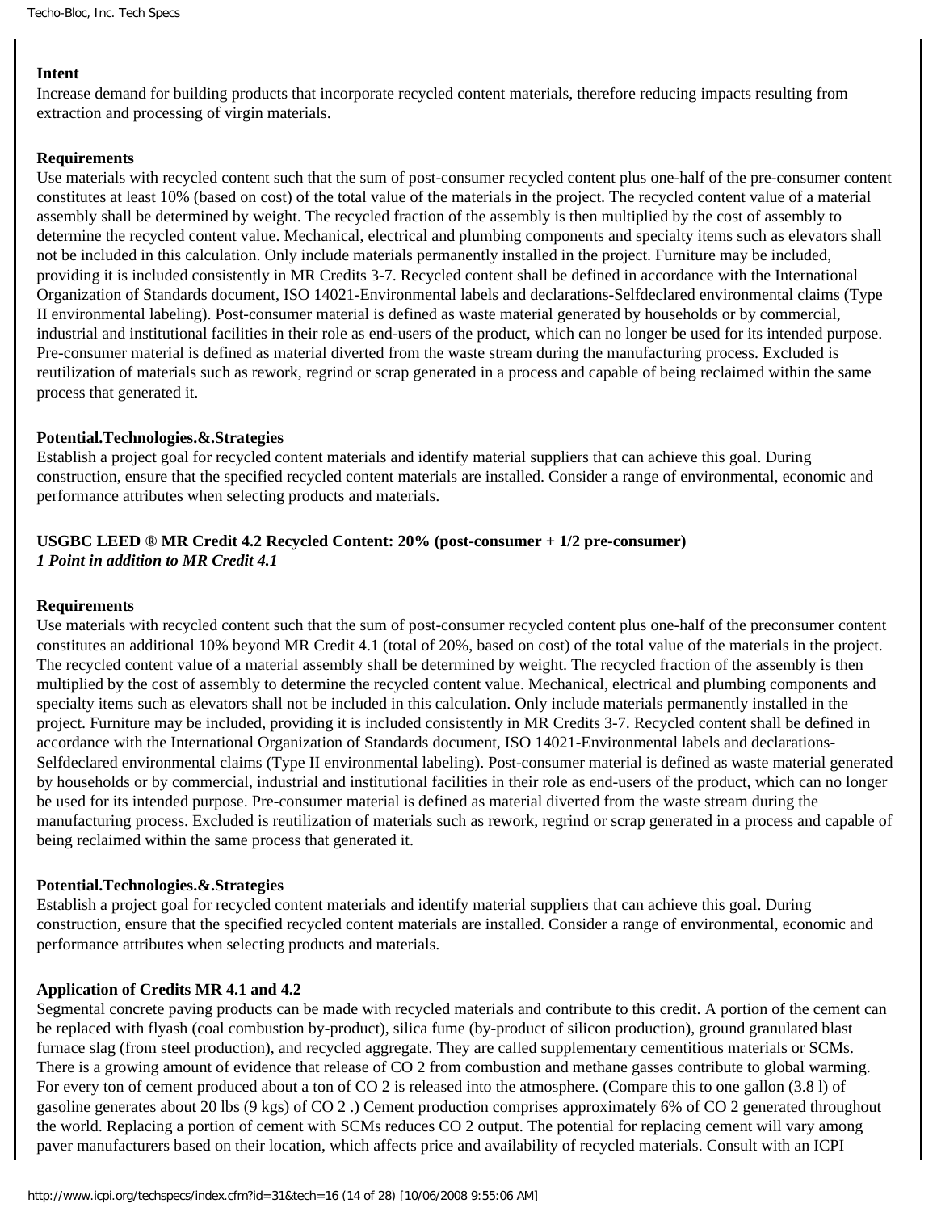**Intent**

Increase demand for building products that incorporate recycled content materials, therefore reducing impacts resulting from extraction and processing of virgin materials.

**Requirements**

Use materials with recycled content such that the sum of post-consumer recycled content plus one-half of the pre-consumer content constitutes at least 10% (based on cost) of the total value of the materials in the project. The recycled content value of a material assembly shall be determined by weight. The recycled fraction of the assembly is then multiplied by the cost of assembly to determine the recycled content value. Mechanical, electrical and plumbing components and specialty items such as elevators shall not be included in this calculation. Only include materials permanently installed in the project. Furniture may be included, providing it is included consistently in MR Credits 3-7. Recycled content shall be defined in accordance with the International Organization of Standards document, ISO 14021-Environmental labels and declarations-Selfdeclared environmental claims (Type II environmental labeling). Post-consumer material is defined as waste material generated by households or by commercial, industrial and institutional facilities in their role as end-users of the product, which can no longer be used for its intended purpose. Pre-consumer material is defined as material diverted from the waste stream during the manufacturing process. Excluded is reutilization of materials such as rework, regrind or scrap generated in a process and capable of being reclaimed within the same process that generated it.

**Potential.Technologies.&.Strategies**

Establish a project goal for recycled content materials and identify material suppliers that can achieve this goal. During construction, ensure that the specified recycled content materials are installed. Consider a range of environmental, economic and performance attributes when selecting products and materials.

**USGBC LEED ® MR Credit 4.2 Recycled Content: 20% (post-consumer + 1/2 pre-consumer)**
***1 Point in addition to MR Credit 4.1***

**Requirements**

Use materials with recycled content such that the sum of post-consumer recycled content plus one-half of the preconsumer content constitutes an additional 10% beyond MR Credit 4.1 (total of 20%, based on cost) of the total value of the materials in the project. The recycled content value of a material assembly shall be determined by weight. The recycled fraction of the assembly is then multiplied by the cost of assembly to determine the recycled content value. Mechanical, electrical and plumbing components and specialty items such as elevators shall not be included in this calculation. Only include materials permanently installed in the project. Furniture may be included, providing it is included consistently in MR Credits 3-7. Recycled content shall be defined in accordance with the International Organization of Standards document, ISO 14021-Environmental labels and declarations-Selfdeclared environmental claims (Type II environmental labeling). Post-consumer material is defined as waste material generated by households or by commercial, industrial and institutional facilities in their role as end-users of the product, which can no longer be used for its intended purpose. Pre-consumer material is defined as material diverted from the waste stream during the manufacturing process. Excluded is reutilization of materials such as rework, regrind or scrap generated in a process and capable of being reclaimed within the same process that generated it.

**Potential.Technologies.&.Strategies**

Establish a project goal for recycled content materials and identify material suppliers that can achieve this goal. During construction, ensure that the specified recycled content materials are installed. Consider a range of environmental, economic and performance attributes when selecting products and materials.

**Application of Credits MR 4.1 and 4.2**

Segmental concrete paving products can be made with recycled materials and contribute to this credit. A portion of the cement can be replaced with flyash (coal combustion by-product), silica fume (by-product of silicon production), ground granulated blast furnace slag (from steel production), and recycled aggregate. They are called supplementary cementitious materials or SCMs. There is a growing amount of evidence that release of $CO_2$ from combustion and methane gasses contribute to global warming. For every ton of cement produced about a ton of $CO_2$ is released into the atmosphere. (Compare this to one gallon (3.8 l) of gasoline generates about 20 lbs (9 kgs) of $CO_2$ .) Cement production comprises approximately 6% of $CO_2$ generated throughout the world. Replacing a portion of cement with SCMs reduces $CO_2$ output. The potential for replacing cement will vary among paver manufacturers based on their location, which affects price and availability of recycled materials. Consult with an ICPI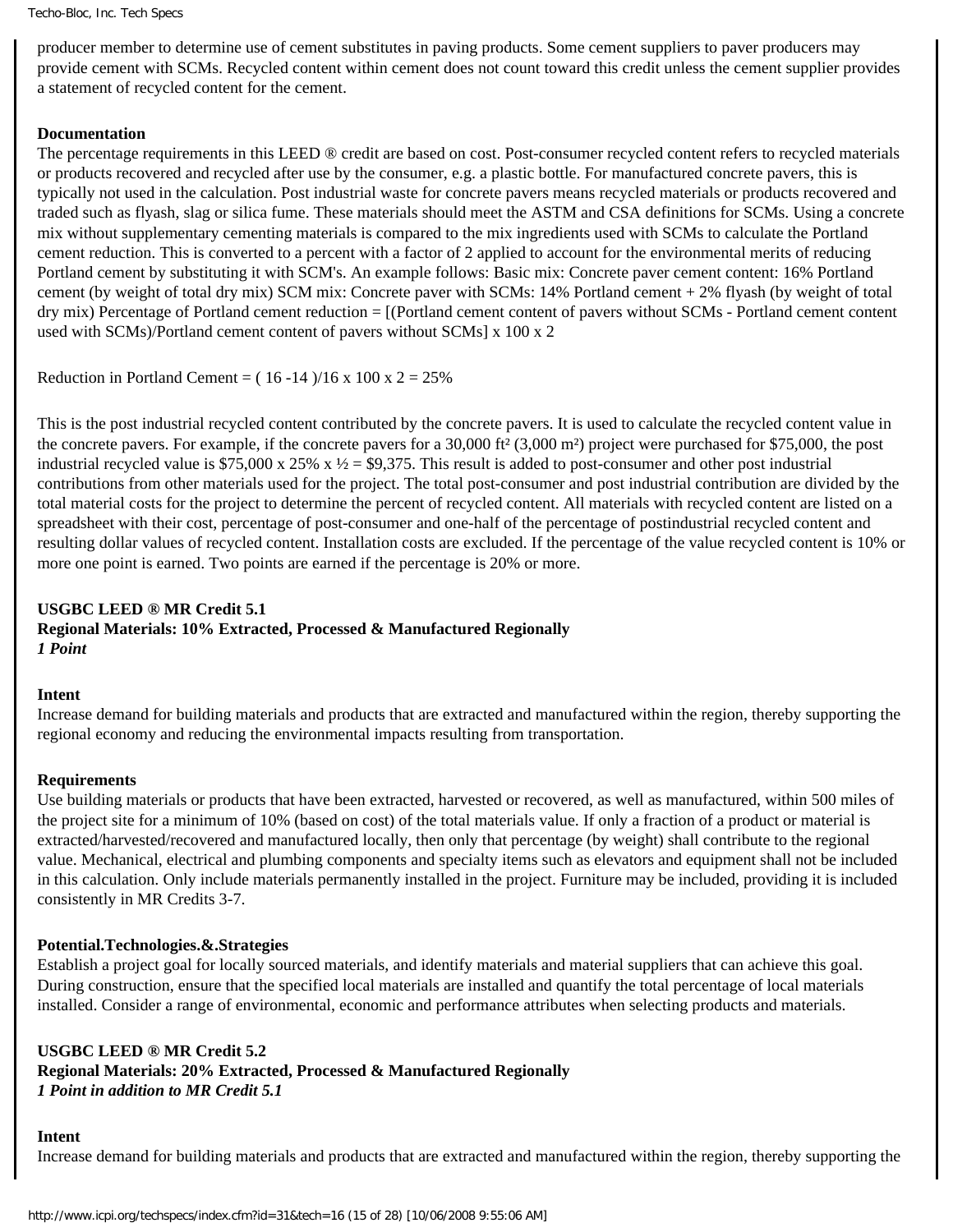producer member to determine use of cement substitutes in paving products. Some cement suppliers to paver producers may provide cement with SCMs. Recycled content within cement does not count toward this credit unless the cement supplier provides a statement of recycled content for the cement.

**Documentation**

The percentage requirements in this LEED ® credit are based on cost. Post-consumer recycled content refers to recycled materials or products recovered and recycled after use by the consumer, e.g. a plastic bottle. For manufactured concrete pavers, this is typically not used in the calculation. Post industrial waste for concrete pavers means recycled materials or products recovered and traded such as flyash, slag or silica fume. These materials should meet the ASTM and CSA definitions for SCMs. Using a concrete mix without supplementary cementing materials is compared to the mix ingredients used with SCMs to calculate the Portland cement reduction. This is converted to a percent with a factor of 2 applied to account for the environmental merits of reducing Portland cement by substituting it with SCM's. An example follows: Basic mix: Concrete paver cement content: 16% Portland cement (by weight of total dry mix) SCM mix: Concrete paver with SCMs: 14% Portland cement + 2% flyash (by weight of total dry mix) Percentage of Portland cement reduction = [(Portland cement content of pavers without SCMs - Portland cement content used with SCMs)/Portland cement content of pavers without SCMs] x 100 x 2

Reduction in Portland Cement = ( 16 -14 )/16 x 100 x 2 = 25%

This is the post industrial recycled content contributed by the concrete pavers. It is used to calculate the recycled content value in the concrete pavers. For example, if the concrete pavers for a 30,000 ft² (3,000 m²) project were purchased for $75,000, the post industrial recycled value is $75,000 x 25% x ½ = $9,375. This result is added to post-consumer and other post industrial contributions from other materials used for the project. The total post-consumer and post industrial contribution are divided by the total material costs for the project to determine the percent of recycled content. All materials with recycled content are listed on a spreadsheet with their cost, percentage of post-consumer and one-half of the percentage of postindustrial recycled content and resulting dollar values of recycled content. Installation costs are excluded. If the percentage of the value recycled content is 10% or more one point is earned. Two points are earned if the percentage is 20% or more.

**USGBC LEED ® MR Credit 5.1**
**Regional Materials: 10% Extracted, Processed & Manufactured Regionally**
***1 Point***

**Intent**

Increase demand for building materials and products that are extracted and manufactured within the region, thereby supporting the regional economy and reducing the environmental impacts resulting from transportation.

**Requirements**

Use building materials or products that have been extracted, harvested or recovered, as well as manufactured, within 500 miles of the project site for a minimum of 10% (based on cost) of the total materials value. If only a fraction of a product or material is extracted/harvested/recovered and manufactured locally, then only that percentage (by weight) shall contribute to the regional value. Mechanical, electrical and plumbing components and specialty items such as elevators and equipment shall not be included in this calculation. Only include materials permanently installed in the project. Furniture may be included, providing it is included consistently in MR Credits 3-7.

**Potential.Technologies.&.Strategies**

Establish a project goal for locally sourced materials, and identify materials and material suppliers that can achieve this goal. During construction, ensure that the specified local materials are installed and quantify the total percentage of local materials installed. Consider a range of environmental, economic and performance attributes when selecting products and materials.

**USGBC LEED ® MR Credit 5.2**
**Regional Materials: 20% Extracted, Processed & Manufactured Regionally**
***1 Point in addition to MR Credit 5.1***

**Intent**

Increase demand for building materials and products that are extracted and manufactured within the region, thereby supporting the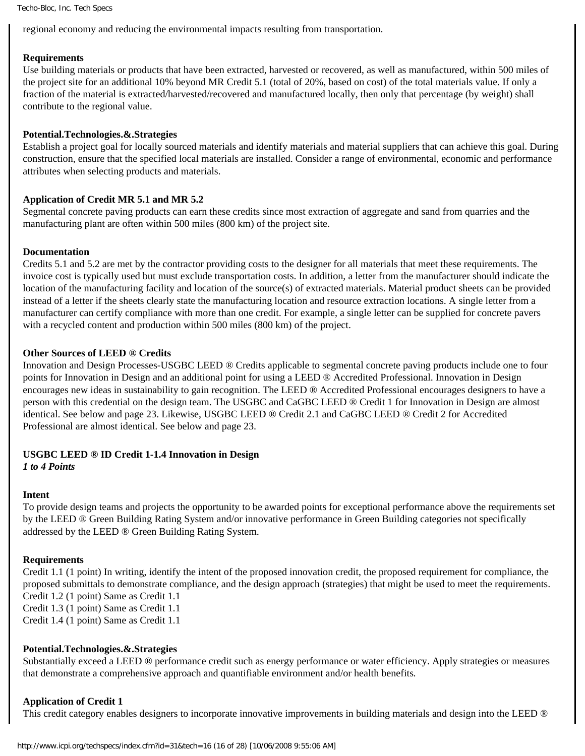regional economy and reducing the environmental impacts resulting from transportation.

**Requirements**
Use building materials or products that have been extracted, harvested or recovered, as well as manufactured, within 500 miles of the project site for an additional 10% beyond MR Credit 5.1 (total of 20%, based on cost) of the total materials value. If only a fraction of the material is extracted/harvested/recovered and manufactured locally, then only that percentage (by weight) shall contribute to the regional value.

**Potential.Technologies.&.Strategies**
Establish a project goal for locally sourced materials and identify materials and material suppliers that can achieve this goal. During construction, ensure that the specified local materials are installed. Consider a range of environmental, economic and performance attributes when selecting products and materials.

**Application of Credit MR 5.1 and MR 5.2**
Segmental concrete paving products can earn these credits since most extraction of aggregate and sand from quarries and the manufacturing plant are often within 500 miles (800 km) of the project site.

**Documentation**
Credits 5.1 and 5.2 are met by the contractor providing costs to the designer for all materials that meet these requirements. The invoice cost is typically used but must exclude transportation costs. In addition, a letter from the manufacturer should indicate the location of the manufacturing facility and location of the source(s) of extracted materials. Material product sheets can be provided instead of a letter if the sheets clearly state the manufacturing location and resource extraction locations. A single letter from a manufacturer can certify compliance with more than one credit. For example, a single letter can be supplied for concrete pavers with a recycled content and production within 500 miles (800 km) of the project.

**Other Sources of LEED ® Credits**
Innovation and Design Processes-USGBC LEED ® Credits applicable to segmental concrete paving products include one to four points for Innovation in Design and an additional point for using a LEED ® Accredited Professional. Innovation in Design encourages new ideas in sustainability to gain recognition. The LEED ® Accredited Professional encourages designers to have a person with this credential on the design team. The USGBC and CaGBC LEED ® Credit 1 for Innovation in Design are almost identical. See below and page 23. Likewise, USGBC LEED ® Credit 2.1 and CaGBC LEED ® Credit 2 for Accredited Professional are almost identical. See below and page 23.

**USGBC LEED ® ID Credit 1-1.4 Innovation in Design**
***1 to 4 Points***

**Intent**
To provide design teams and projects the opportunity to be awarded points for exceptional performance above the requirements set by the LEED ® Green Building Rating System and/or innovative performance in Green Building categories not specifically addressed by the LEED ® Green Building Rating System.

**Requirements**
Credit 1.1 (1 point) In writing, identify the intent of the proposed innovation credit, the proposed requirement for compliance, the proposed submittals to demonstrate compliance, and the design approach (strategies) that might be used to meet the requirements.
Credit 1.2 (1 point) Same as Credit 1.1
Credit 1.3 (1 point) Same as Credit 1.1
Credit 1.4 (1 point) Same as Credit 1.1

**Potential.Technologies.&.Strategies**
Substantially exceed a LEED ® performance credit such as energy performance or water efficiency. Apply strategies or measures that demonstrate a comprehensive approach and quantifiable environment and/or health benefits.

**Application of Credit 1**
This credit category enables designers to incorporate innovative improvements in building materials and design into the LEED ®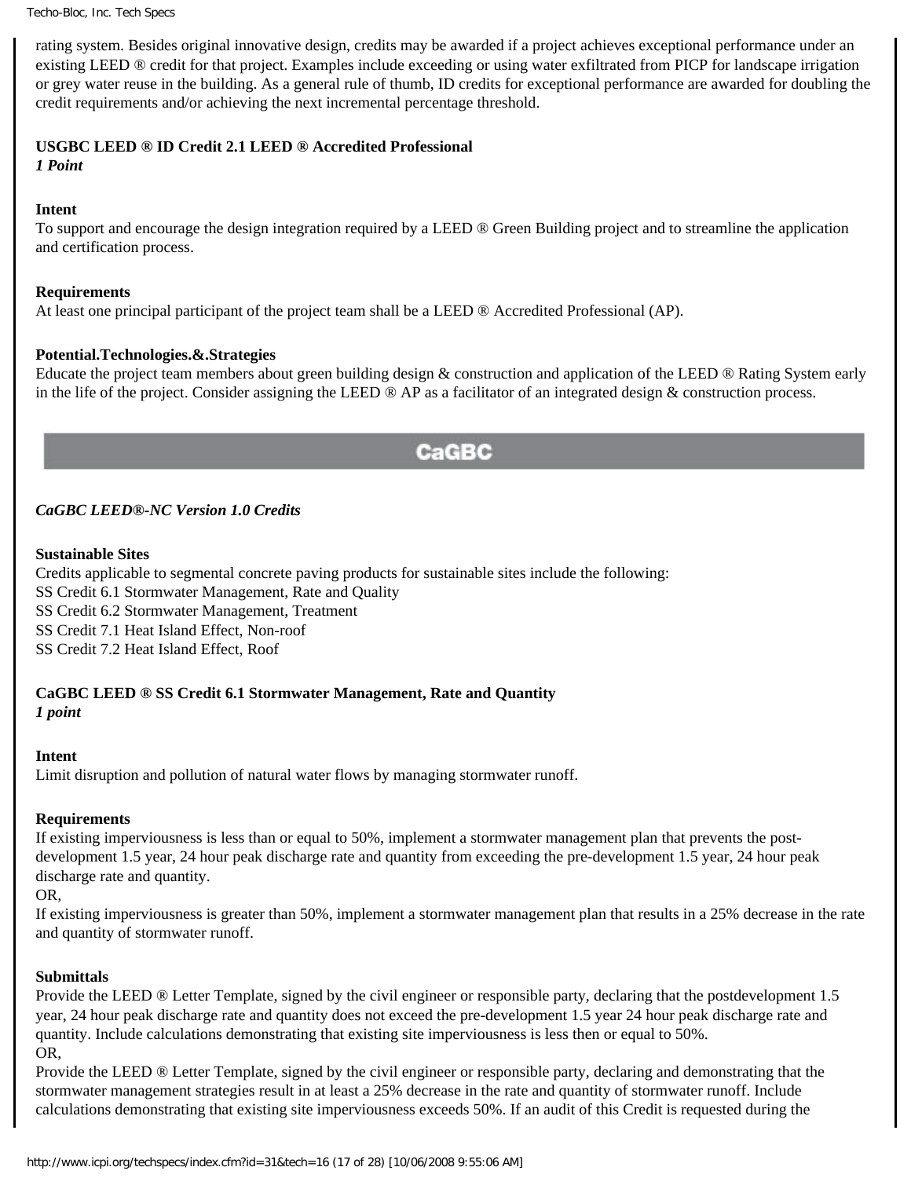rating system. Besides original innovative design, credits may be awarded if a project achieves exceptional performance under an existing LEED ® credit for that project. Examples include exceeding or using water exfiltrated from PICP for landscape irrigation or grey water reuse in the building. As a general rule of thumb, ID credits for exceptional performance are awarded for doubling the credit requirements and/or achieving the next incremental percentage threshold.

**USGBC LEED ® ID Credit 2.1 LEED ® Accredited Professional**
***1 Point***

**Intent**
To support and encourage the design integration required by a LEED ® Green Building project and to streamline the application and certification process.

**Requirements**
At least one principal participant of the project team shall be a LEED ® Accredited Professional (AP).

**Potential.Technologies.&.Strategies**
Educate the project team members about green building design & construction and application of the LEED ® Rating System early in the life of the project. Consider assigning the LEED ® AP as a facilitator of an integrated design & construction process.

## CaGBC

***CaGBC LEED®-NC Version 1.0 Credits***

**Sustainable Sites**
Credits applicable to segmental concrete paving products for sustainable sites include the following:
SS Credit 6.1 Stormwater Management, Rate and Quality
SS Credit 6.2 Stormwater Management, Treatment
SS Credit 7.1 Heat Island Effect, Non-roof
SS Credit 7.2 Heat Island Effect, Roof

**CaGBC LEED ® SS Credit 6.1 Stormwater Management, Rate and Quantity**
***1 point***

**Intent**
Limit disruption and pollution of natural water flows by managing stormwater runoff.

**Requirements**
If existing imperviousness is less than or equal to 50%, implement a stormwater management plan that prevents the post-development 1.5 year, 24 hour peak discharge rate and quantity from exceeding the pre-development 1.5 year, 24 hour peak discharge rate and quantity.
OR,
If existing imperviousness is greater than 50%, implement a stormwater management plan that results in a 25% decrease in the rate and quantity of stormwater runoff.

**Submittals**
Provide the LEED ® Letter Template, signed by the civil engineer or responsible party, declaring that the postdevelopment 1.5 year, 24 hour peak discharge rate and quantity does not exceed the pre-development 1.5 year 24 hour peak discharge rate and quantity. Include calculations demonstrating that existing site imperviousness is less then or equal to 50%.
OR,
Provide the LEED ® Letter Template, signed by the civil engineer or responsible party, declaring and demonstrating that the stormwater management strategies result in at least a 25% decrease in the rate and quantity of stormwater runoff. Include calculations demonstrating that existing site imperviousness exceeds 50%. If an audit of this Credit is requested during the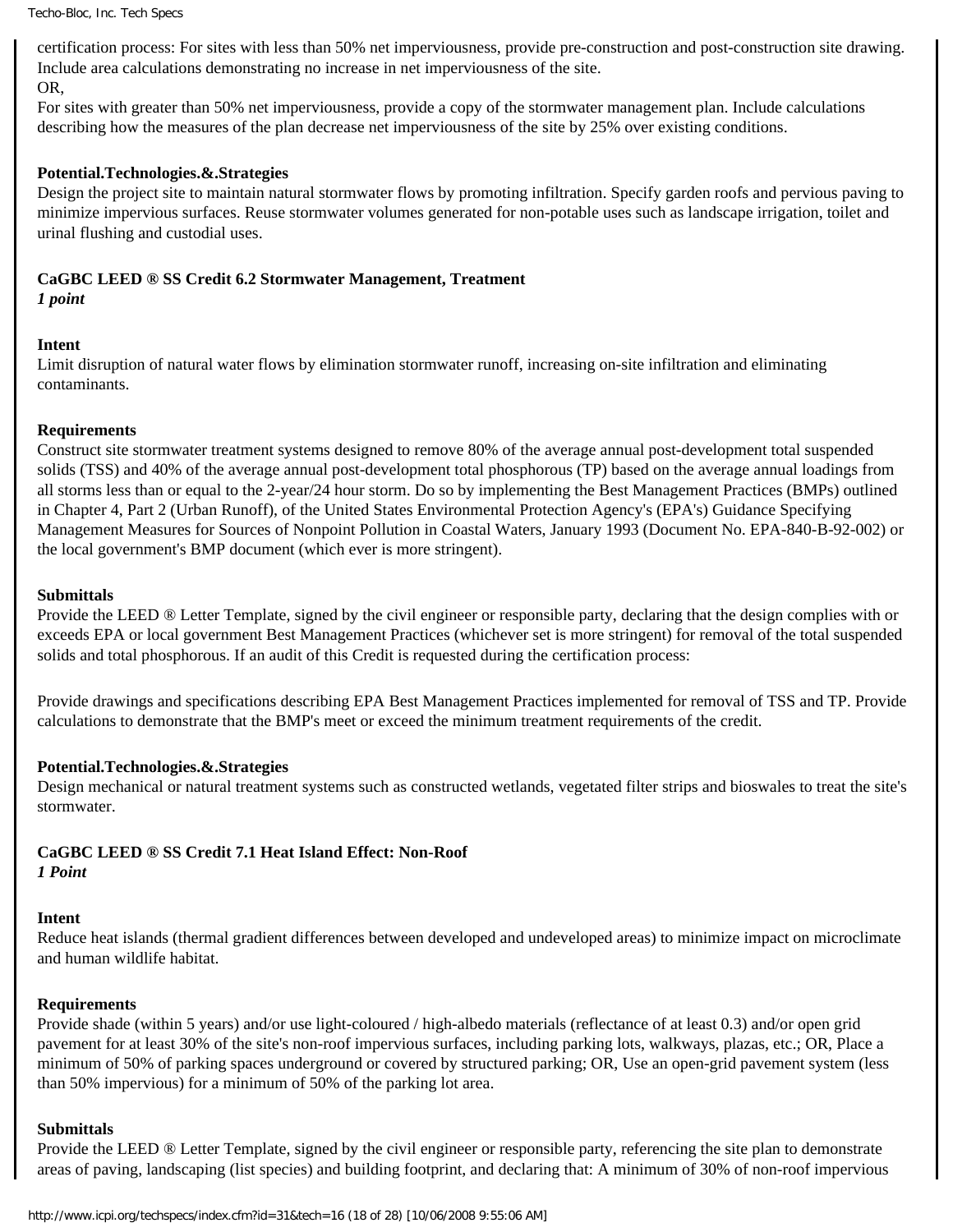certification process: For sites with less than 50% net imperviousness, provide pre-construction and post-construction site drawing. Include area calculations demonstrating no increase in net imperviousness of the site.
OR,
For sites with greater than 50% net imperviousness, provide a copy of the stormwater management plan. Include calculations describing how the measures of the plan decrease net imperviousness of the site by 25% over existing conditions.

**Potential.Technologies.&.Strategies**
Design the project site to maintain natural stormwater flows by promoting infiltration. Specify garden roofs and pervious paving to minimize impervious surfaces. Reuse stormwater volumes generated for non-potable uses such as landscape irrigation, toilet and urinal flushing and custodial uses.

**CaGBC LEED ® SS Credit 6.2 Stormwater Management, Treatment**
***1 point***

**Intent**
Limit disruption of natural water flows by elimination stormwater runoff, increasing on-site infiltration and eliminating contaminants.

**Requirements**
Construct site stormwater treatment systems designed to remove 80% of the average annual post-development total suspended solids (TSS) and 40% of the average annual post-development total phosphorous (TP) based on the average annual loadings from all storms less than or equal to the 2-year/24 hour storm. Do so by implementing the Best Management Practices (BMPs) outlined in Chapter 4, Part 2 (Urban Runoff), of the United States Environmental Protection Agency's (EPA's) Guidance Specifying Management Measures for Sources of Nonpoint Pollution in Coastal Waters, January 1993 (Document No. EPA-840-B-92-002) or the local government's BMP document (which ever is more stringent).

**Submittals**
Provide the LEED ® Letter Template, signed by the civil engineer or responsible party, declaring that the design complies with or exceeds EPA or local government Best Management Practices (whichever set is more stringent) for removal of the total suspended solids and total phosphorous. If an audit of this Credit is requested during the certification process:

Provide drawings and specifications describing EPA Best Management Practices implemented for removal of TSS and TP. Provide calculations to demonstrate that the BMP's meet or exceed the minimum treatment requirements of the credit.

**Potential.Technologies.&.Strategies**
Design mechanical or natural treatment systems such as constructed wetlands, vegetated filter strips and bioswales to treat the site's stormwater.

**CaGBC LEED ® SS Credit 7.1 Heat Island Effect: Non-Roof**
***1 Point***

**Intent**
Reduce heat islands (thermal gradient differences between developed and undeveloped areas) to minimize impact on microclimate and human wildlife habitat.

**Requirements**
Provide shade (within 5 years) and/or use light-coloured / high-albedo materials (reflectance of at least 0.3) and/or open grid pavement for at least 30% of the site's non-roof impervious surfaces, including parking lots, walkways, plazas, etc.; OR, Place a minimum of 50% of parking spaces underground or covered by structured parking; OR, Use an open-grid pavement system (less than 50% impervious) for a minimum of 50% of the parking lot area.

**Submittals**
Provide the LEED ® Letter Template, signed by the civil engineer or responsible party, referencing the site plan to demonstrate areas of paving, landscaping (list species) and building footprint, and declaring that: A minimum of 30% of non-roof impervious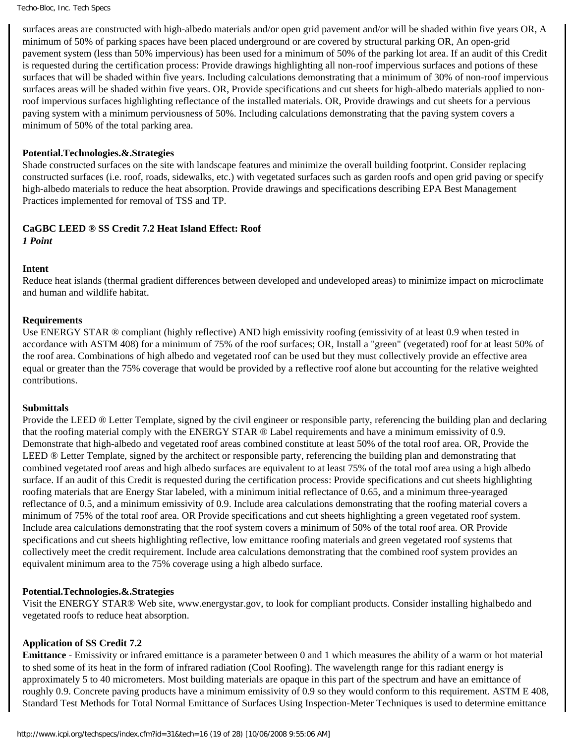surfaces areas are constructed with high-albedo materials and/or open grid pavement and/or will be shaded within five years OR, A minimum of 50% of parking spaces have been placed underground or are covered by structural parking OR, An open-grid pavement system (less than 50% impervious) has been used for a minimum of 50% of the parking lot area. If an audit of this Credit is requested during the certification process: Provide drawings highlighting all non-roof impervious surfaces and potions of these surfaces that will be shaded within five years. Including calculations demonstrating that a minimum of 30% of non-roof impervious surfaces areas will be shaded within five years. OR, Provide specifications and cut sheets for high-albedo materials applied to non-roof impervious surfaces highlighting reflectance of the installed materials. OR, Provide drawings and cut sheets for a pervious paving system with a minimum perviousness of 50%. Including calculations demonstrating that the paving system covers a minimum of 50% of the total parking area.

**Potential.Technologies.&.Strategies**
Shade constructed surfaces on the site with landscape features and minimize the overall building footprint. Consider replacing constructed surfaces (i.e. roof, roads, sidewalks, etc.) with vegetated surfaces such as garden roofs and open grid paving or specify high-albedo materials to reduce the heat absorption. Provide drawings and specifications describing EPA Best Management Practices implemented for removal of TSS and TP.

**CaGBC LEED ® SS Credit 7.2 Heat Island Effect: Roof**
***1 Point***

**Intent**
Reduce heat islands (thermal gradient differences between developed and undeveloped areas) to minimize impact on microclimate and human and wildlife habitat.

**Requirements**
Use ENERGY STAR ® compliant (highly reflective) AND high emissivity roofing (emissivity of at least 0.9 when tested in accordance with ASTM 408) for a minimum of 75% of the roof surfaces; OR, Install a "green" (vegetated) roof for at least 50% of the roof area. Combinations of high albedo and vegetated roof can be used but they must collectively provide an effective area equal or greater than the 75% coverage that would be provided by a reflective roof alone but accounting for the relative weighted contributions.

**Submittals**
Provide the LEED ® Letter Template, signed by the civil engineer or responsible party, referencing the building plan and declaring that the roofing material comply with the ENERGY STAR ® Label requirements and have a minimum emissivity of 0.9. Demonstrate that high-albedo and vegetated roof areas combined constitute at least 50% of the total roof area. OR, Provide the LEED ® Letter Template, signed by the architect or responsible party, referencing the building plan and demonstrating that combined vegetated roof areas and high albedo surfaces are equivalent to at least 75% of the total roof area using a high albedo surface. If an audit of this Credit is requested during the certification process: Provide specifications and cut sheets highlighting roofing materials that are Energy Star labeled, with a minimum initial reflectance of 0.65, and a minimum three-yearaged reflectance of 0.5, and a minimum emissivity of 0.9. Include area calculations demonstrating that the roofing material covers a minimum of 75% of the total roof area. OR Provide specifications and cut sheets highlighting a green vegetated roof system. Include area calculations demonstrating that the roof system covers a minimum of 50% of the total roof area. OR Provide specifications and cut sheets highlighting reflective, low emittance roofing materials and green vegetated roof systems that collectively meet the credit requirement. Include area calculations demonstrating that the combined roof system provides an equivalent minimum area to the 75% coverage using a high albedo surface.

**Potential.Technologies.&.Strategies**
Visit the ENERGY STAR® Web site, www.energystar.gov, to look for compliant products. Consider installing highalbedo and vegetated roofs to reduce heat absorption.

**Application of SS Credit 7.2**
**Emittance** - Emissivity or infrared emittance is a parameter between 0 and 1 which measures the ability of a warm or hot material to shed some of its heat in the form of infrared radiation (Cool Roofing). The wavelength range for this radiant energy is approximately 5 to 40 micrometers. Most building materials are opaque in this part of the spectrum and have an emittance of roughly 0.9. Concrete paving products have a minimum emissivity of 0.9 so they would conform to this requirement. ASTM E 408, Standard Test Methods for Total Normal Emittance of Surfaces Using Inspection-Meter Techniques is used to determine emittance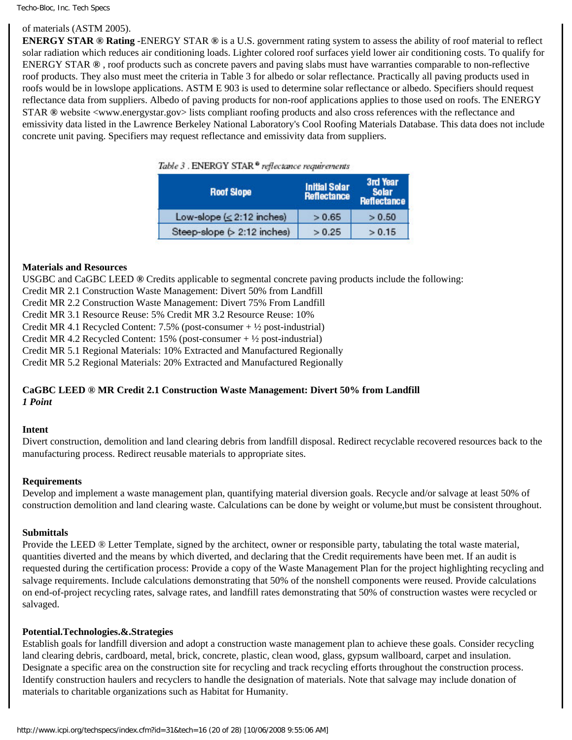of materials (ASTM 2005).

**ENERGY STAR ® Rating** -ENERGY STAR ® is a U.S. government rating system to assess the ability of roof material to reflect solar radiation which reduces air conditioning loads. Lighter colored roof surfaces yield lower air conditioning costs. To qualify for ENERGY STAR ® , roof products such as concrete pavers and paving slabs must have warranties comparable to non-reflective roof products. They also must meet the criteria in Table 3 for albedo or solar reflectance. Practically all paving products used in roofs would be in lowslope applications. ASTM E 903 is used to determine solar reflectance or albedo. Specifiers should request reflectance data from suppliers. Albedo of paving products for non-roof applications applies to those used on roofs. The ENERGY STAR ® website <www.energystar.gov> lists compliant roofing products and also cross references with the reflectance and emissivity data listed in the Lawrence Berkeley National Laboratory's Cool Roofing Materials Database. This data does not include concrete unit paving. Specifiers may request reflectance and emissivity data from suppliers.

*Table 3* . ENERGY STAR ® *reflectance requirements*

| Roof Slope | Initial Solar Reflectance | 3rd Year Solar Reflectance |
|---|---|---|
| Low-slope (≤ 2:12 inches) | > 0.65 | > 0.50 |
| Steep-slope (> 2:12 inches) | > 0.25 | > 0.15 |

**Materials and Resources**

USGBC and CaGBC LEED ® Credits applicable to segmental concrete paving products include the following:
Credit MR 2.1 Construction Waste Management: Divert 50% from Landfill
Credit MR 2.2 Construction Waste Management: Divert 75% From Landfill
Credit MR 3.1 Resource Reuse: 5% Credit MR 3.2 Resource Reuse: 10%
Credit MR 4.1 Recycled Content: 7.5% (post-consumer + ½ post-industrial)
Credit MR 4.2 Recycled Content: 15% (post-consumer + ½ post-industrial)
Credit MR 5.1 Regional Materials: 10% Extracted and Manufactured Regionally
Credit MR 5.2 Regional Materials: 20% Extracted and Manufactured Regionally

**CaGBC LEED ® MR Credit 2.1 Construction Waste Management: Divert 50% from Landfill**
***1 Point***

**Intent**

Divert construction, demolition and land clearing debris from landfill disposal. Redirect recyclable recovered resources back to the manufacturing process. Redirect reusable materials to appropriate sites.

**Requirements**

Develop and implement a waste management plan, quantifying material diversion goals. Recycle and/or salvage at least 50% of construction demolition and land clearing waste. Calculations can be done by weight or volume,but must be consistent throughout.

**Submittals**

Provide the LEED ® Letter Template, signed by the architect, owner or responsible party, tabulating the total waste material, quantities diverted and the means by which diverted, and declaring that the Credit requirements have been met. If an audit is requested during the certification process: Provide a copy of the Waste Management Plan for the project highlighting recycling and salvage requirements. Include calculations demonstrating that 50% of the nonshell components were reused. Provide calculations on end-of-project recycling rates, salvage rates, and landfill rates demonstrating that 50% of construction wastes were recycled or salvaged.

**Potential.Technologies.&.Strategies**

Establish goals for landfill diversion and adopt a construction waste management plan to achieve these goals. Consider recycling land clearing debris, cardboard, metal, brick, concrete, plastic, clean wood, glass, gypsum wallboard, carpet and insulation. Designate a specific area on the construction site for recycling and track recycling efforts throughout the construction process. Identify construction haulers and recyclers to handle the designation of materials. Note that salvage may include donation of materials to charitable organizations such as Habitat for Humanity.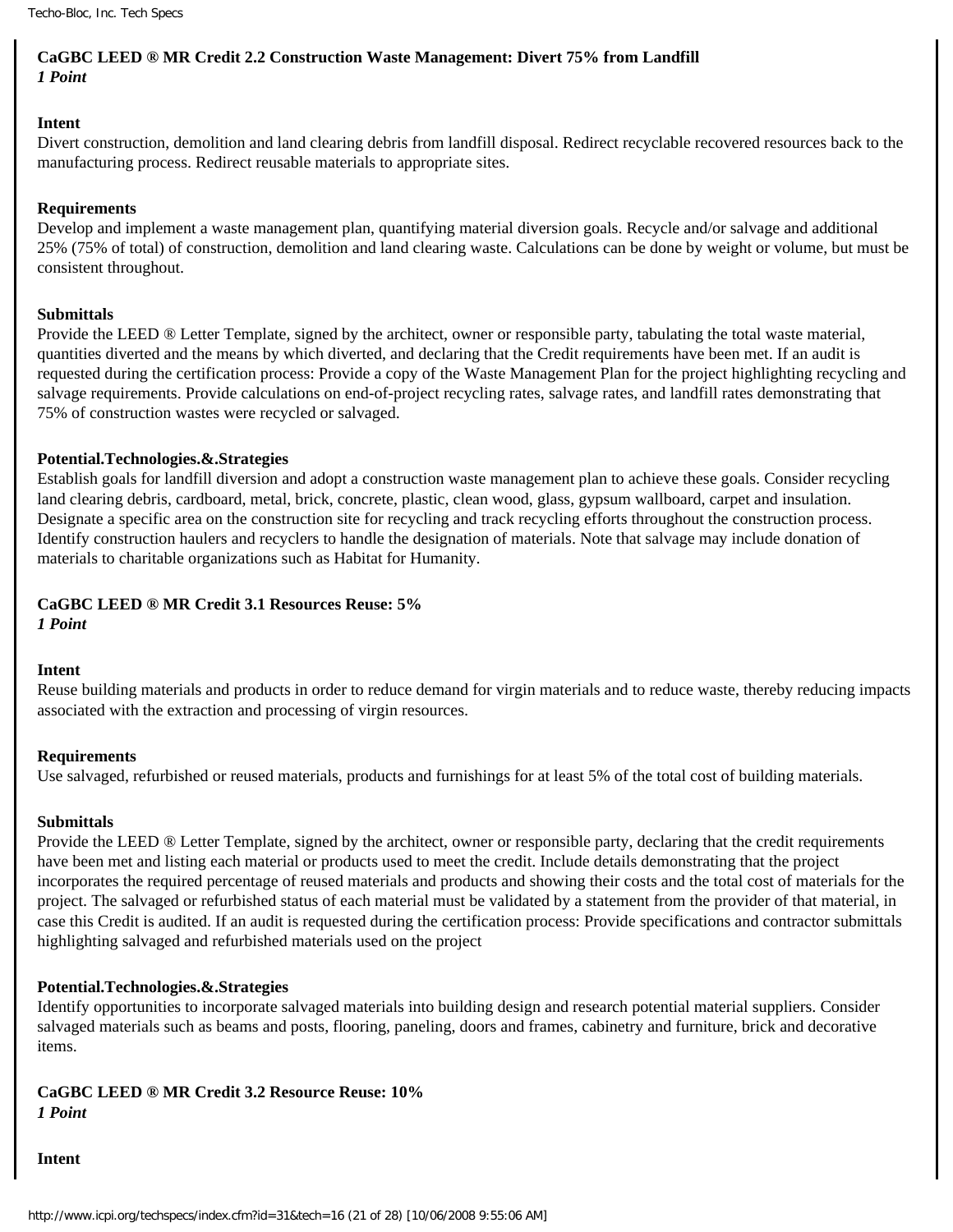**CaGBC LEED ® MR Credit 2.2 Construction Waste Management: Divert 75% from Landfill**
***1 Point***

**Intent**
Divert construction, demolition and land clearing debris from landfill disposal. Redirect recyclable recovered resources back to the manufacturing process. Redirect reusable materials to appropriate sites.

**Requirements**
Develop and implement a waste management plan, quantifying material diversion goals. Recycle and/or salvage and additional 25% (75% of total) of construction, demolition and land clearing waste. Calculations can be done by weight or volume, but must be consistent throughout.

**Submittals**
Provide the LEED ® Letter Template, signed by the architect, owner or responsible party, tabulating the total waste material, quantities diverted and the means by which diverted, and declaring that the Credit requirements have been met. If an audit is requested during the certification process: Provide a copy of the Waste Management Plan for the project highlighting recycling and salvage requirements. Provide calculations on end-of-project recycling rates, salvage rates, and landfill rates demonstrating that 75% of construction wastes were recycled or salvaged.

**Potential.Technologies.&.Strategies**
Establish goals for landfill diversion and adopt a construction waste management plan to achieve these goals. Consider recycling land clearing debris, cardboard, metal, brick, concrete, plastic, clean wood, glass, gypsum wallboard, carpet and insulation. Designate a specific area on the construction site for recycling and track recycling efforts throughout the construction process. Identify construction haulers and recyclers to handle the designation of materials. Note that salvage may include donation of materials to charitable organizations such as Habitat for Humanity.

**CaGBC LEED ® MR Credit 3.1 Resources Reuse: 5%**
***1 Point***

**Intent**
Reuse building materials and products in order to reduce demand for virgin materials and to reduce waste, thereby reducing impacts associated with the extraction and processing of virgin resources.

**Requirements**
Use salvaged, refurbished or reused materials, products and furnishings for at least 5% of the total cost of building materials.

**Submittals**
Provide the LEED ® Letter Template, signed by the architect, owner or responsible party, declaring that the credit requirements have been met and listing each material or products used to meet the credit. Include details demonstrating that the project incorporates the required percentage of reused materials and products and showing their costs and the total cost of materials for the project. The salvaged or refurbished status of each material must be validated by a statement from the provider of that material, in case this Credit is audited. If an audit is requested during the certification process: Provide specifications and contractor submittals highlighting salvaged and refurbished materials used on the project

**Potential.Technologies.&.Strategies**
Identify opportunities to incorporate salvaged materials into building design and research potential material suppliers. Consider salvaged materials such as beams and posts, flooring, paneling, doors and frames, cabinetry and furniture, brick and decorative items.

**CaGBC LEED ® MR Credit 3.2 Resource Reuse: 10%**
***1 Point***

**Intent**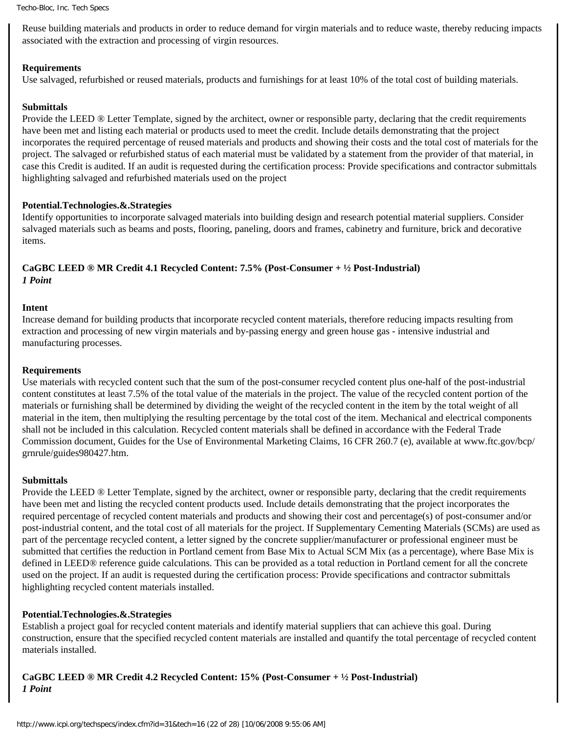Reuse building materials and products in order to reduce demand for virgin materials and to reduce waste, thereby reducing impacts associated with the extraction and processing of virgin resources.

**Requirements**
Use salvaged, refurbished or reused materials, products and furnishings for at least 10% of the total cost of building materials.

**Submittals**
Provide the LEED ® Letter Template, signed by the architect, owner or responsible party, declaring that the credit requirements have been met and listing each material or products used to meet the credit. Include details demonstrating that the project incorporates the required percentage of reused materials and products and showing their costs and the total cost of materials for the project. The salvaged or refurbished status of each material must be validated by a statement from the provider of that material, in case this Credit is audited. If an audit is requested during the certification process: Provide specifications and contractor submittals highlighting salvaged and refurbished materials used on the project

**Potential.Technologies.&.Strategies**
Identify opportunities to incorporate salvaged materials into building design and research potential material suppliers. Consider salvaged materials such as beams and posts, flooring, paneling, doors and frames, cabinetry and furniture, brick and decorative items.

**CaGBC LEED ® MR Credit 4.1 Recycled Content: 7.5% (Post-Consumer + ½ Post-Industrial)**
***1 Point***

**Intent**
Increase demand for building products that incorporate recycled content materials, therefore reducing impacts resulting from extraction and processing of new virgin materials and by-passing energy and green house gas - intensive industrial and manufacturing processes.

**Requirements**
Use materials with recycled content such that the sum of the post-consumer recycled content plus one-half of the post-industrial content constitutes at least 7.5% of the total value of the materials in the project. The value of the recycled content portion of the materials or furnishing shall be determined by dividing the weight of the recycled content in the item by the total weight of all material in the item, then multiplying the resulting percentage by the total cost of the item. Mechanical and electrical components shall not be included in this calculation. Recycled content materials shall be defined in accordance with the Federal Trade Commission document, Guides for the Use of Environmental Marketing Claims, 16 CFR 260.7 (e), available at www.ftc.gov/bcp/grnrule/guides980427.htm.

**Submittals**
Provide the LEED ® Letter Template, signed by the architect, owner or responsible party, declaring that the credit requirements have been met and listing the recycled content products used. Include details demonstrating that the project incorporates the required percentage of recycled content materials and products and showing their cost and percentage(s) of post-consumer and/or post-industrial content, and the total cost of all materials for the project. If Supplementary Cementing Materials (SCMs) are used as part of the percentage recycled content, a letter signed by the concrete supplier/manufacturer or professional engineer must be submitted that certifies the reduction in Portland cement from Base Mix to Actual SCM Mix (as a percentage), where Base Mix is defined in LEED® reference guide calculations. This can be provided as a total reduction in Portland cement for all the concrete used on the project. If an audit is requested during the certification process: Provide specifications and contractor submittals highlighting recycled content materials installed.

**Potential.Technologies.&.Strategies**
Establish a project goal for recycled content materials and identify material suppliers that can achieve this goal. During construction, ensure that the specified recycled content materials are installed and quantify the total percentage of recycled content materials installed.

**CaGBC LEED ® MR Credit 4.2 Recycled Content: 15% (Post-Consumer + ½ Post-Industrial)**
***1 Point***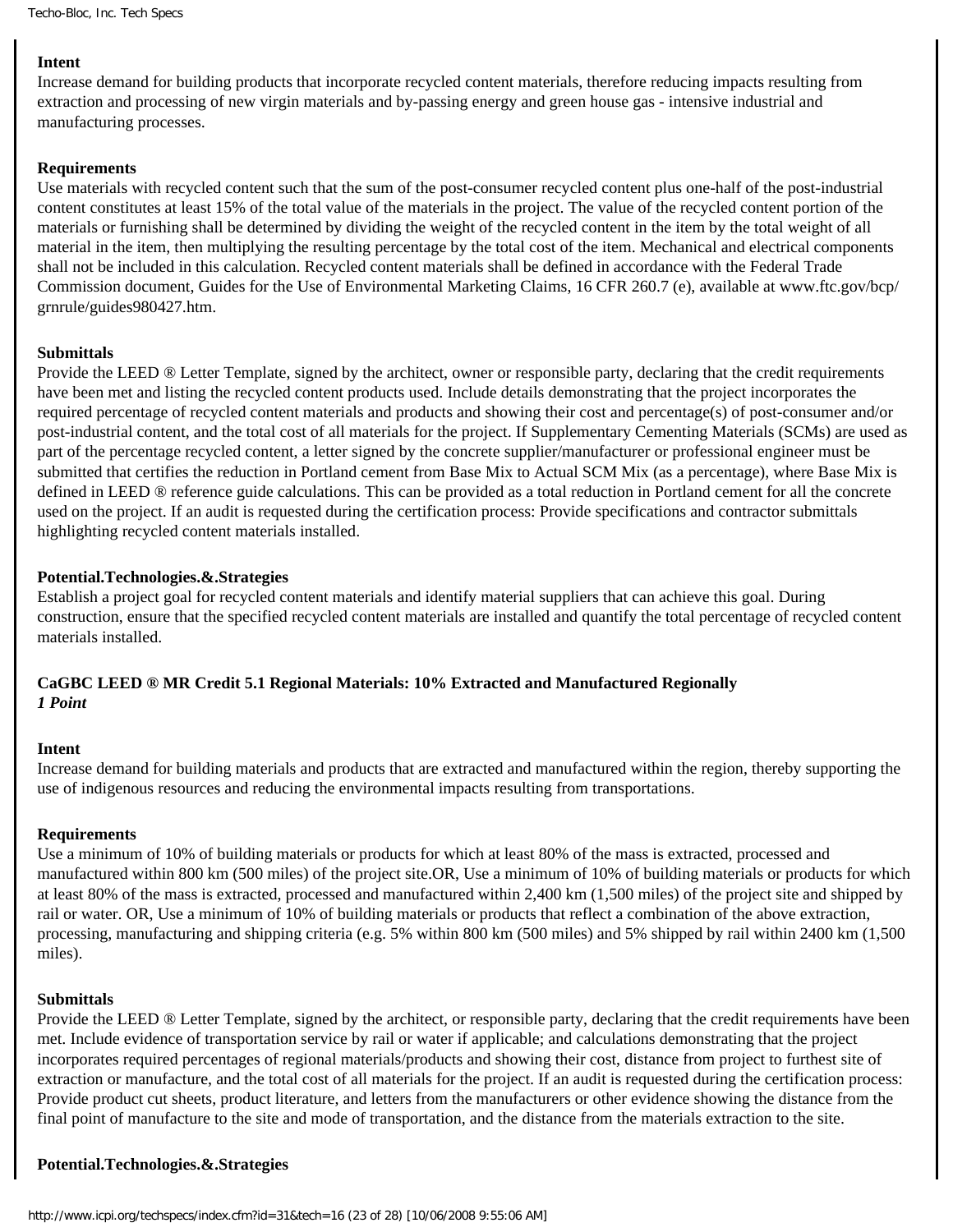**Intent**

Increase demand for building products that incorporate recycled content materials, therefore reducing impacts resulting from extraction and processing of new virgin materials and by-passing energy and green house gas - intensive industrial and manufacturing processes.

**Requirements**

Use materials with recycled content such that the sum of the post-consumer recycled content plus one-half of the post-industrial content constitutes at least 15% of the total value of the materials in the project. The value of the recycled content portion of the materials or furnishing shall be determined by dividing the weight of the recycled content in the item by the total weight of all material in the item, then multiplying the resulting percentage by the total cost of the item. Mechanical and electrical components shall not be included in this calculation. Recycled content materials shall be defined in accordance with the Federal Trade Commission document, Guides for the Use of Environmental Marketing Claims, 16 CFR 260.7 (e), available at www.ftc.gov/bcp/grnrule/guides980427.htm.

**Submittals**

Provide the LEED ® Letter Template, signed by the architect, owner or responsible party, declaring that the credit requirements have been met and listing the recycled content products used. Include details demonstrating that the project incorporates the required percentage of recycled content materials and products and showing their cost and percentage(s) of post-consumer and/or post-industrial content, and the total cost of all materials for the project. If Supplementary Cementing Materials (SCMs) are used as part of the percentage recycled content, a letter signed by the concrete supplier/manufacturer or professional engineer must be submitted that certifies the reduction in Portland cement from Base Mix to Actual SCM Mix (as a percentage), where Base Mix is defined in LEED ® reference guide calculations. This can be provided as a total reduction in Portland cement for all the concrete used on the project. If an audit is requested during the certification process: Provide specifications and contractor submittals highlighting recycled content materials installed.

**Potential.Technologies.&.Strategies**

Establish a project goal for recycled content materials and identify material suppliers that can achieve this goal. During construction, ensure that the specified recycled content materials are installed and quantify the total percentage of recycled content materials installed.

**CaGBC LEED ® MR Credit 5.1 Regional Materials: 10% Extracted and Manufactured Regionally**
***1 Point***

**Intent**

Increase demand for building materials and products that are extracted and manufactured within the region, thereby supporting the use of indigenous resources and reducing the environmental impacts resulting from transportations.

**Requirements**

Use a minimum of 10% of building materials or products for which at least 80% of the mass is extracted, processed and manufactured within 800 km (500 miles) of the project site.OR, Use a minimum of 10% of building materials or products for which at least 80% of the mass is extracted, processed and manufactured within 2,400 km (1,500 miles) of the project site and shipped by rail or water. OR, Use a minimum of 10% of building materials or products that reflect a combination of the above extraction, processing, manufacturing and shipping criteria (e.g. 5% within 800 km (500 miles) and 5% shipped by rail within 2400 km (1,500 miles).

**Submittals**

Provide the LEED ® Letter Template, signed by the architect, or responsible party, declaring that the credit requirements have been met. Include evidence of transportation service by rail or water if applicable; and calculations demonstrating that the project incorporates required percentages of regional materials/products and showing their cost, distance from project to furthest site of extraction or manufacture, and the total cost of all materials for the project. If an audit is requested during the certification process: Provide product cut sheets, product literature, and letters from the manufacturers or other evidence showing the distance from the final point of manufacture to the site and mode of transportation, and the distance from the materials extraction to the site.

**Potential.Technologies.&.Strategies**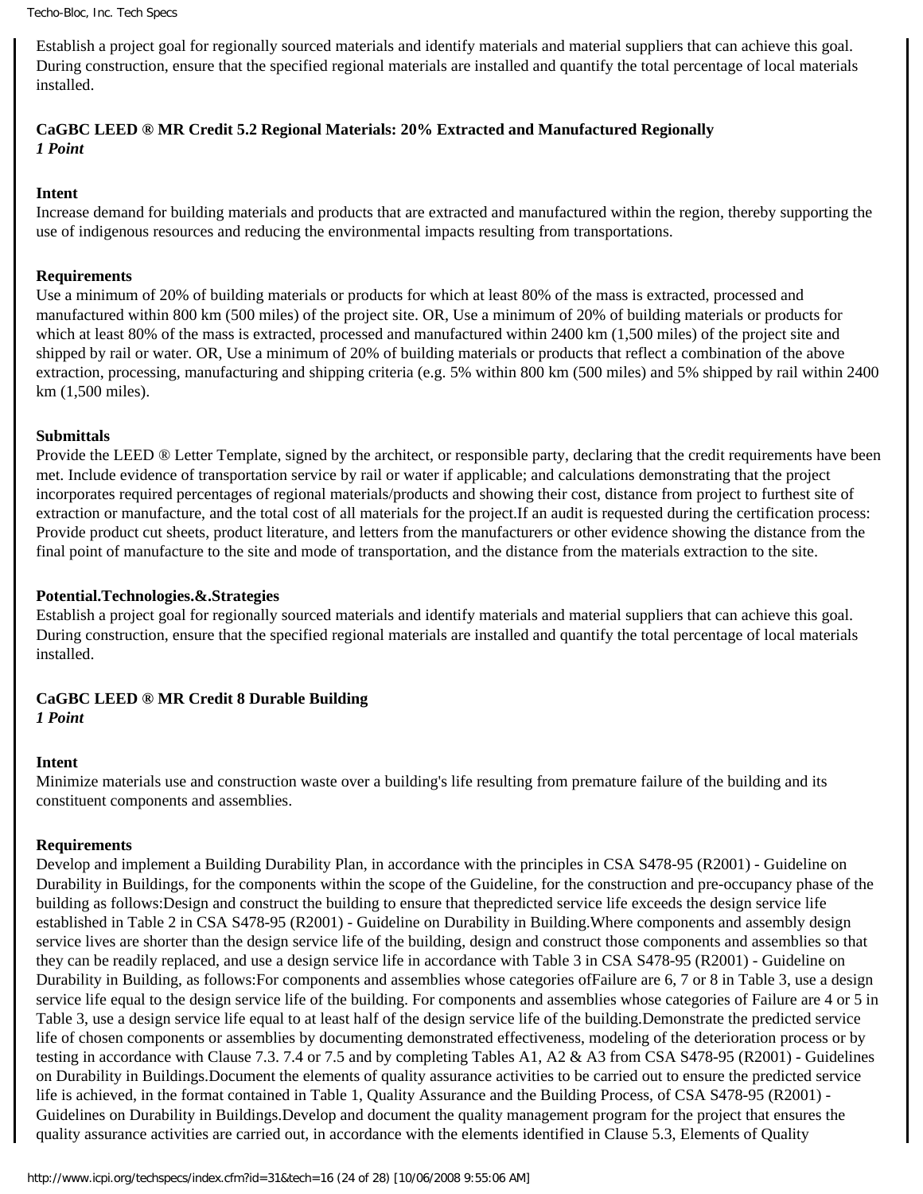Establish a project goal for regionally sourced materials and identify materials and material suppliers that can achieve this goal. During construction, ensure that the specified regional materials are installed and quantify the total percentage of local materials installed.

**CaGBC LEED ® MR Credit 5.2 Regional Materials: 20% Extracted and Manufactured Regionally**
***1 Point***

**Intent**
Increase demand for building materials and products that are extracted and manufactured within the region, thereby supporting the use of indigenous resources and reducing the environmental impacts resulting from transportations.

**Requirements**
Use a minimum of 20% of building materials or products for which at least 80% of the mass is extracted, processed and manufactured within 800 km (500 miles) of the project site. OR, Use a minimum of 20% of building materials or products for which at least 80% of the mass is extracted, processed and manufactured within 2400 km (1,500 miles) of the project site and shipped by rail or water. OR, Use a minimum of 20% of building materials or products that reflect a combination of the above extraction, processing, manufacturing and shipping criteria (e.g. 5% within 800 km (500 miles) and 5% shipped by rail within 2400 km (1,500 miles).

**Submittals**
Provide the LEED ® Letter Template, signed by the architect, or responsible party, declaring that the credit requirements have been met. Include evidence of transportation service by rail or water if applicable; and calculations demonstrating that the project incorporates required percentages of regional materials/products and showing their cost, distance from project to furthest site of extraction or manufacture, and the total cost of all materials for the project.If an audit is requested during the certification process: Provide product cut sheets, product literature, and letters from the manufacturers or other evidence showing the distance from the final point of manufacture to the site and mode of transportation, and the distance from the materials extraction to the site.

**Potential.Technologies.&.Strategies**
Establish a project goal for regionally sourced materials and identify materials and material suppliers that can achieve this goal. During construction, ensure that the specified regional materials are installed and quantify the total percentage of local materials installed.

**CaGBC LEED ® MR Credit 8 Durable Building**
***1 Point***

**Intent**
Minimize materials use and construction waste over a building's life resulting from premature failure of the building and its constituent components and assemblies.

**Requirements**
Develop and implement a Building Durability Plan, in accordance with the principles in CSA S478-95 (R2001) - Guideline on Durability in Buildings, for the components within the scope of the Guideline, for the construction and pre-occupancy phase of the building as follows:Design and construct the building to ensure that thepredicted service life exceeds the design service life established in Table 2 in CSA S478-95 (R2001) - Guideline on Durability in Building.Where components and assembly design service lives are shorter than the design service life of the building, design and construct those components and assemblies so that they can be readily replaced, and use a design service life in accordance with Table 3 in CSA S478-95 (R2001) - Guideline on Durability in Building, as follows:For components and assemblies whose categories ofFailure are 6, 7 or 8 in Table 3, use a design service life equal to the design service life of the building. For components and assemblies whose categories of Failure are 4 or 5 in Table 3, use a design service life equal to at least half of the design service life of the building.Demonstrate the predicted service life of chosen components or assemblies by documenting demonstrated effectiveness, modeling of the deterioration process or by testing in accordance with Clause 7.3. 7.4 or 7.5 and by completing Tables A1, A2 & A3 from CSA S478-95 (R2001) - Guidelines on Durability in Buildings.Document the elements of quality assurance activities to be carried out to ensure the predicted service life is achieved, in the format contained in Table 1, Quality Assurance and the Building Process, of CSA S478-95 (R2001) - Guidelines on Durability in Buildings.Develop and document the quality management program for the project that ensures the quality assurance activities are carried out, in accordance with the elements identified in Clause 5.3, Elements of Quality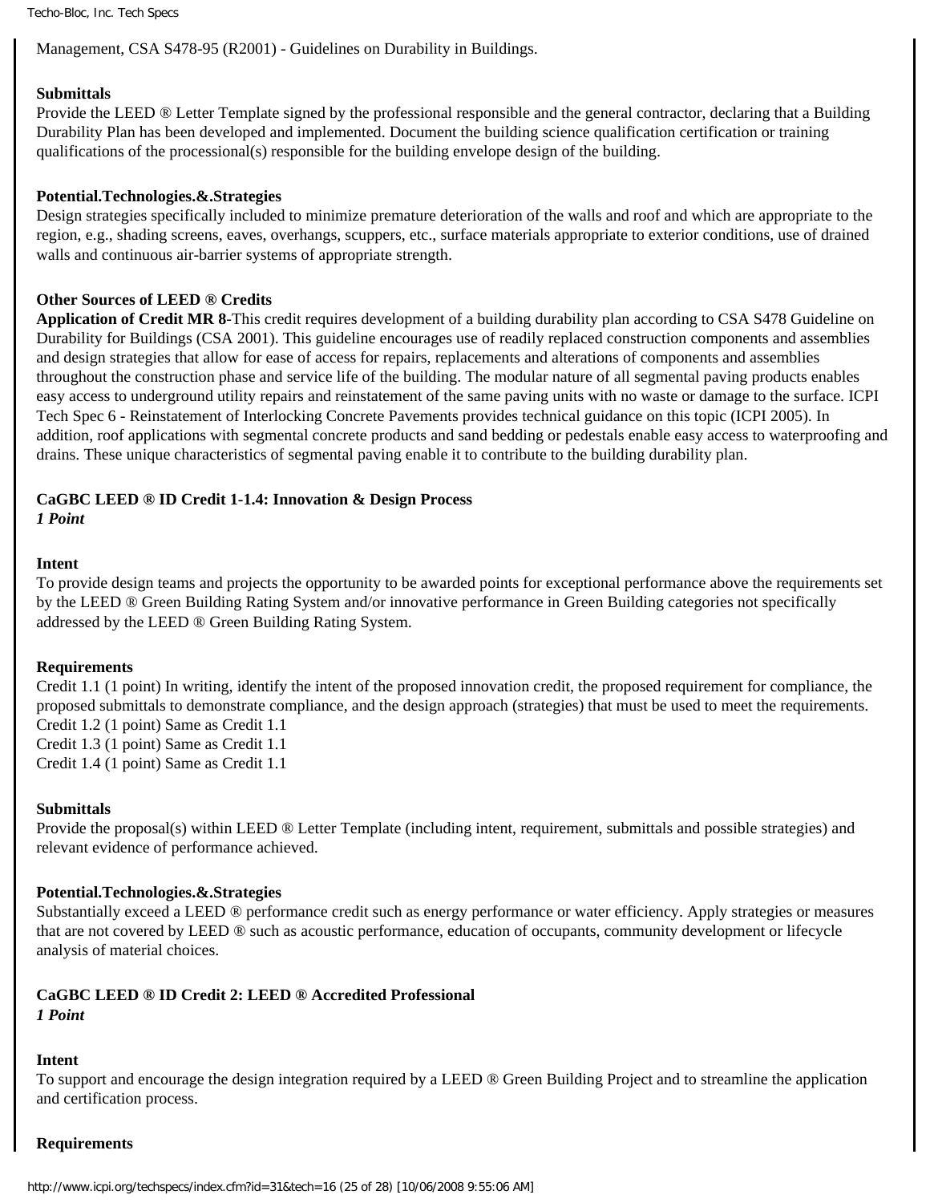Management, CSA S478-95 (R2001) - Guidelines on Durability in Buildings.

**Submittals**
Provide the LEED ® Letter Template signed by the professional responsible and the general contractor, declaring that a Building Durability Plan has been developed and implemented. Document the building science qualification certification or training qualifications of the processional(s) responsible for the building envelope design of the building.

**Potential.Technologies.&.Strategies**
Design strategies specifically included to minimize premature deterioration of the walls and roof and which are appropriate to the region, e.g., shading screens, eaves, overhangs, scuppers, etc., surface materials appropriate to exterior conditions, use of drained walls and continuous air-barrier systems of appropriate strength.

**Other Sources of LEED ® Credits**
**Application of Credit MR 8**-This credit requires development of a building durability plan according to CSA S478 Guideline on Durability for Buildings (CSA 2001). This guideline encourages use of readily replaced construction components and assemblies and design strategies that allow for ease of access for repairs, replacements and alterations of components and assemblies throughout the construction phase and service life of the building. The modular nature of all segmental paving products enables easy access to underground utility repairs and reinstatement of the same paving units with no waste or damage to the surface. ICPI Tech Spec 6 - Reinstatement of Interlocking Concrete Pavements provides technical guidance on this topic (ICPI 2005). In addition, roof applications with segmental concrete products and sand bedding or pedestals enable easy access to waterproofing and drains. These unique characteristics of segmental paving enable it to contribute to the building durability plan.

**CaGBC LEED ® ID Credit 1-1.4: Innovation & Design Process**
***1 Point***

**Intent**
To provide design teams and projects the opportunity to be awarded points for exceptional performance above the requirements set by the LEED ® Green Building Rating System and/or innovative performance in Green Building categories not specifically addressed by the LEED ® Green Building Rating System.

**Requirements**
Credit 1.1 (1 point) In writing, identify the intent of the proposed innovation credit, the proposed requirement for compliance, the proposed submittals to demonstrate compliance, and the design approach (strategies) that must be used to meet the requirements.
Credit 1.2 (1 point) Same as Credit 1.1
Credit 1.3 (1 point) Same as Credit 1.1
Credit 1.4 (1 point) Same as Credit 1.1

**Submittals**
Provide the proposal(s) within LEED ® Letter Template (including intent, requirement, submittals and possible strategies) and relevant evidence of performance achieved.

**Potential.Technologies.&.Strategies**
Substantially exceed a LEED ® performance credit such as energy performance or water efficiency. Apply strategies or measures that are not covered by LEED ® such as acoustic performance, education of occupants, community development or lifecycle analysis of material choices.

**CaGBC LEED ® ID Credit 2: LEED ® Accredited Professional**
***1 Point***

**Intent**
To support and encourage the design integration required by a LEED ® Green Building Project and to streamline the application and certification process.

**Requirements**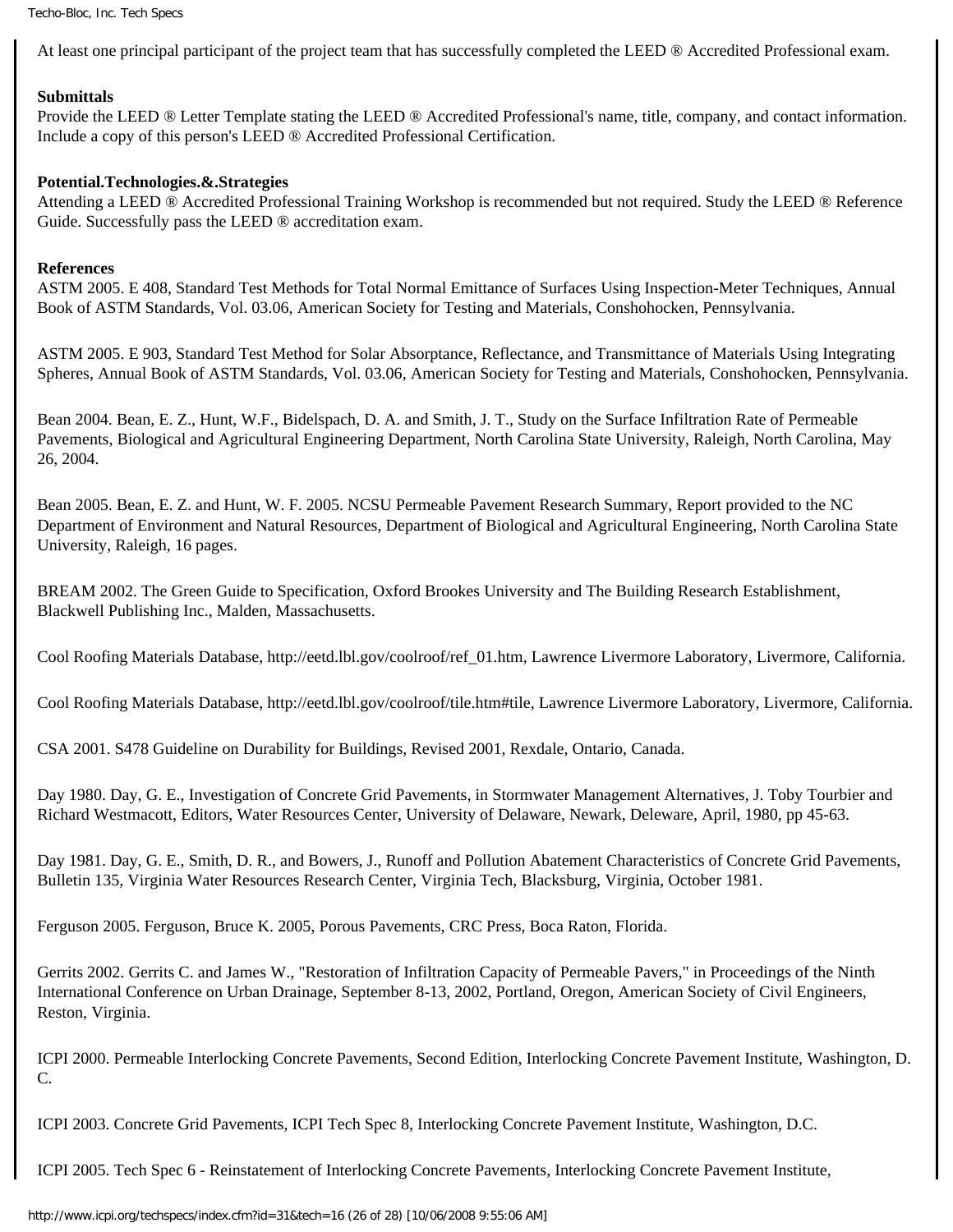At least one principal participant of the project team that has successfully completed the LEED ® Accredited Professional exam.

**Submittals**

Provide the LEED ® Letter Template stating the LEED ® Accredited Professional's name, title, company, and contact information. Include a copy of this person's LEED ® Accredited Professional Certification.

**Potential.Technologies.&.Strategies**

Attending a LEED ® Accredited Professional Training Workshop is recommended but not required. Study the LEED ® Reference Guide. Successfully pass the LEED ® accreditation exam.

**References**

ASTM 2005. E 408, Standard Test Methods for Total Normal Emittance of Surfaces Using Inspection-Meter Techniques, Annual Book of ASTM Standards, Vol. 03.06, American Society for Testing and Materials, Conshohocken, Pennsylvania.

ASTM 2005. E 903, Standard Test Method for Solar Absorptance, Reflectance, and Transmittance of Materials Using Integrating Spheres, Annual Book of ASTM Standards, Vol. 03.06, American Society for Testing and Materials, Conshohocken, Pennsylvania.

Bean 2004. Bean, E. Z., Hunt, W.F., Bidelspach, D. A. and Smith, J. T., Study on the Surface Infiltration Rate of Permeable Pavements, Biological and Agricultural Engineering Department, North Carolina State University, Raleigh, North Carolina, May 26, 2004.

Bean 2005. Bean, E. Z. and Hunt, W. F. 2005. NCSU Permeable Pavement Research Summary, Report provided to the NC Department of Environment and Natural Resources, Department of Biological and Agricultural Engineering, North Carolina State University, Raleigh, 16 pages.

BREAM 2002. The Green Guide to Specification, Oxford Brookes University and The Building Research Establishment, Blackwell Publishing Inc., Malden, Massachusetts.

Cool Roofing Materials Database, http://eetd.lbl.gov/coolroof/ref_01.htm, Lawrence Livermore Laboratory, Livermore, California.

Cool Roofing Materials Database, http://eetd.lbl.gov/coolroof/tile.htm#tile, Lawrence Livermore Laboratory, Livermore, California.

CSA 2001. S478 Guideline on Durability for Buildings, Revised 2001, Rexdale, Ontario, Canada.

Day 1980. Day, G. E., Investigation of Concrete Grid Pavements, in Stormwater Management Alternatives, J. Toby Tourbier and Richard Westmacott, Editors, Water Resources Center, University of Delaware, Newark, Deleware, April, 1980, pp 45-63.

Day 1981. Day, G. E., Smith, D. R., and Bowers, J., Runoff and Pollution Abatement Characteristics of Concrete Grid Pavements, Bulletin 135, Virginia Water Resources Research Center, Virginia Tech, Blacksburg, Virginia, October 1981.

Ferguson 2005. Ferguson, Bruce K. 2005, Porous Pavements, CRC Press, Boca Raton, Florida.

Gerrits 2002. Gerrits C. and James W., "Restoration of Infiltration Capacity of Permeable Pavers," in Proceedings of the Ninth International Conference on Urban Drainage, September 8-13, 2002, Portland, Oregon, American Society of Civil Engineers, Reston, Virginia.

ICPI 2000. Permeable Interlocking Concrete Pavements, Second Edition, Interlocking Concrete Pavement Institute, Washington, D. C.

ICPI 2003. Concrete Grid Pavements, ICPI Tech Spec 8, Interlocking Concrete Pavement Institute, Washington, D.C.

ICPI 2005. Tech Spec 6 - Reinstatement of Interlocking Concrete Pavements, Interlocking Concrete Pavement Institute,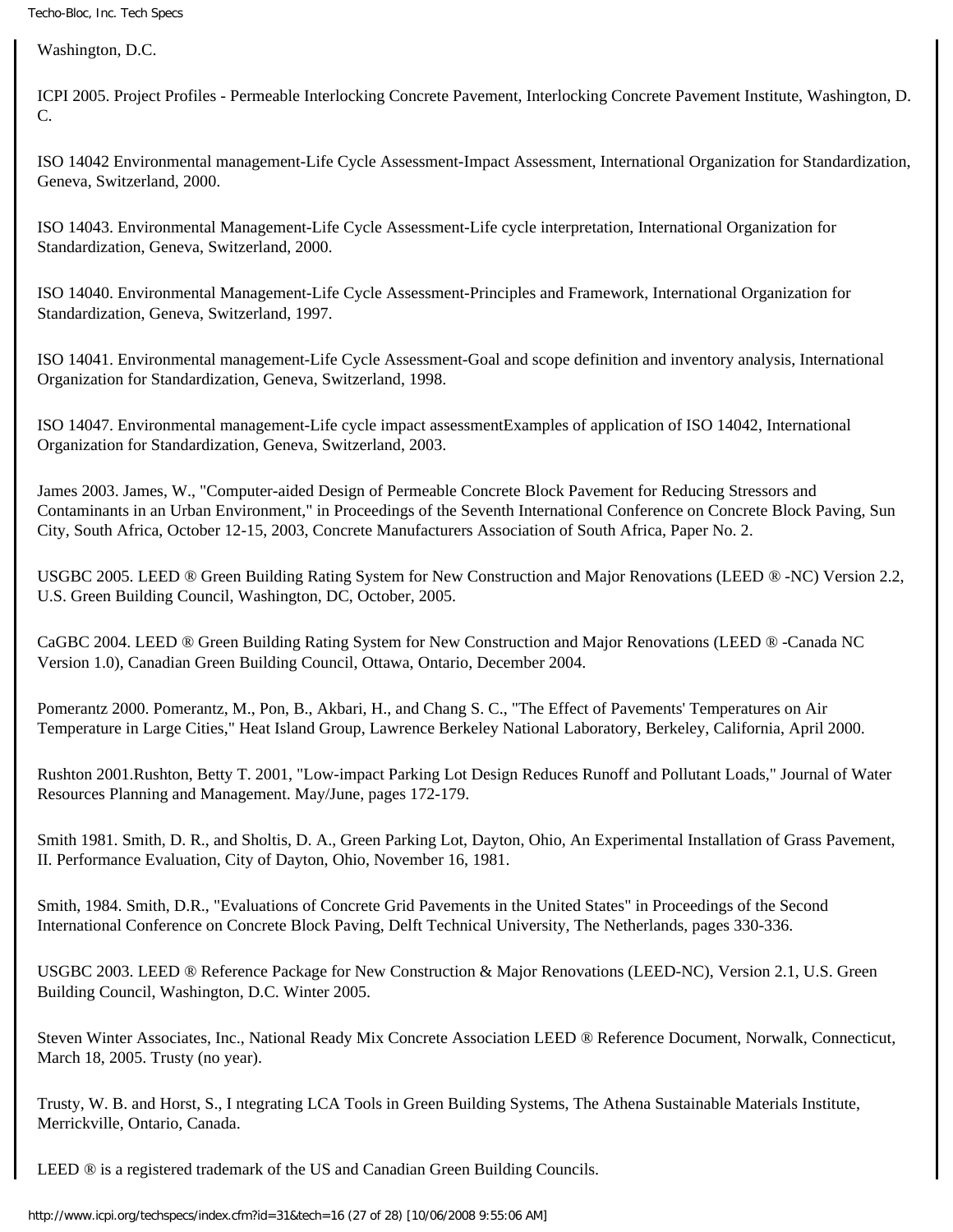Washington, D.C.

ICPI 2005. Project Profiles - Permeable Interlocking Concrete Pavement, Interlocking Concrete Pavement Institute, Washington, D. C.

ISO 14042 Environmental management-Life Cycle Assessment-Impact Assessment, International Organization for Standardization, Geneva, Switzerland, 2000.

ISO 14043. Environmental Management-Life Cycle Assessment-Life cycle interpretation, International Organization for Standardization, Geneva, Switzerland, 2000.

ISO 14040. Environmental Management-Life Cycle Assessment-Principles and Framework, International Organization for Standardization, Geneva, Switzerland, 1997.

ISO 14041. Environmental management-Life Cycle Assessment-Goal and scope definition and inventory analysis, International Organization for Standardization, Geneva, Switzerland, 1998.

ISO 14047. Environmental management-Life cycle impact assessmentExamples of application of ISO 14042, International Organization for Standardization, Geneva, Switzerland, 2003.

James 2003. James, W., "Computer-aided Design of Permeable Concrete Block Pavement for Reducing Stressors and Contaminants in an Urban Environment," in Proceedings of the Seventh International Conference on Concrete Block Paving, Sun City, South Africa, October 12-15, 2003, Concrete Manufacturers Association of South Africa, Paper No. 2.

USGBC 2005. LEED ® Green Building Rating System for New Construction and Major Renovations (LEED ® -NC) Version 2.2, U.S. Green Building Council, Washington, DC, October, 2005.

CaGBC 2004. LEED ® Green Building Rating System for New Construction and Major Renovations (LEED ® -Canada NC Version 1.0), Canadian Green Building Council, Ottawa, Ontario, December 2004.

Pomerantz 2000. Pomerantz, M., Pon, B., Akbari, H., and Chang S. C., "The Effect of Pavements' Temperatures on Air Temperature in Large Cities," Heat Island Group, Lawrence Berkeley National Laboratory, Berkeley, California, April 2000.

Rushton 2001.Rushton, Betty T. 2001, "Low-impact Parking Lot Design Reduces Runoff and Pollutant Loads," Journal of Water Resources Planning and Management. May/June, pages 172-179.

Smith 1981. Smith, D. R., and Sholtis, D. A., Green Parking Lot, Dayton, Ohio, An Experimental Installation of Grass Pavement, II. Performance Evaluation, City of Dayton, Ohio, November 16, 1981.

Smith, 1984. Smith, D.R., "Evaluations of Concrete Grid Pavements in the United States" in Proceedings of the Second International Conference on Concrete Block Paving, Delft Technical University, The Netherlands, pages 330-336.

USGBC 2003. LEED ® Reference Package for New Construction & Major Renovations (LEED-NC), Version 2.1, U.S. Green Building Council, Washington, D.C. Winter 2005.

Steven Winter Associates, Inc., National Ready Mix Concrete Association LEED ® Reference Document, Norwalk, Connecticut, March 18, 2005. Trusty (no year).

Trusty, W. B. and Horst, S., I ntegrating LCA Tools in Green Building Systems, The Athena Sustainable Materials Institute, Merrickville, Ontario, Canada.

LEED ® is a registered trademark of the US and Canadian Green Building Councils.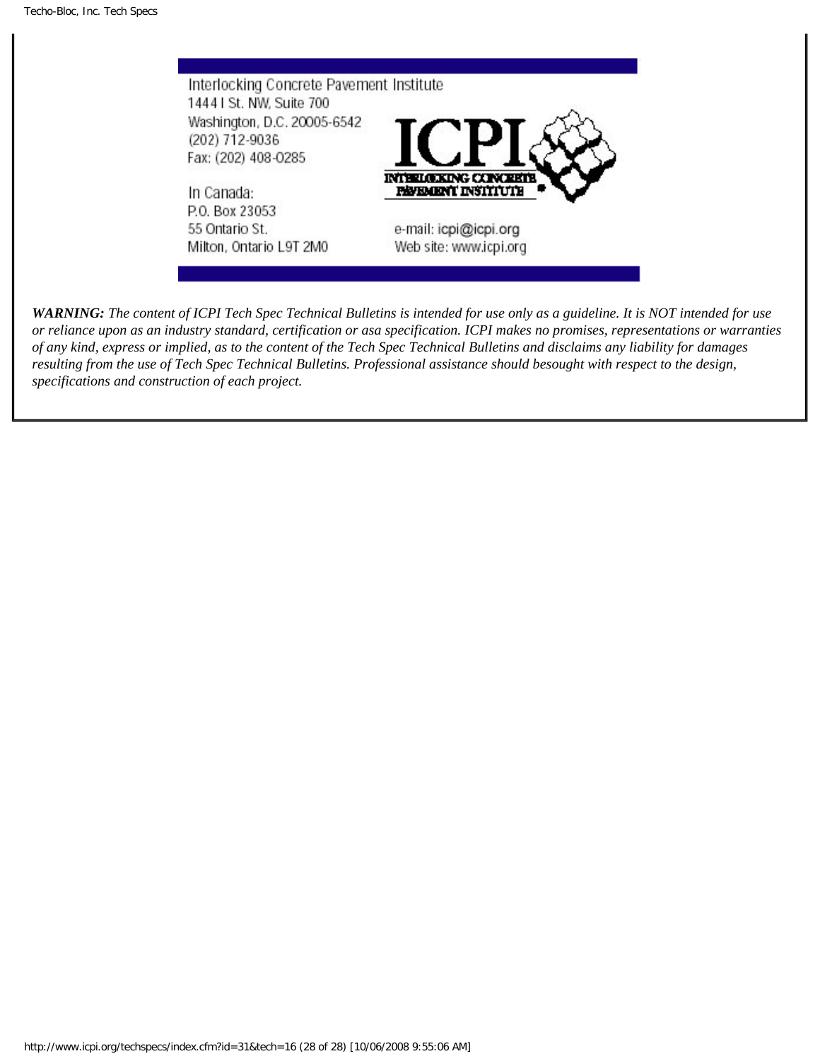Interlocking Concrete Pavement Institute
1444 I St. NW, Suite 700
Washington, D.C. 20005-6542
(202) 712-9036
Fax: (202) 408-0285

In Canada:
P.O. Box 23053
55 Ontario St.
Milton, Ontario L9T 2M0

ICPI
INTERLOCKING CONCRETE PAVEMENT INSTITUTE

e-mail: icpi@icpi.org
Web site: www.icpi.org

***WARNING:** The content of ICPI Tech Spec Technical Bulletins is intended for use only as a guideline. It is NOT intended for use or reliance upon as an industry standard, certification or asa specification. ICPI makes no promises, representations or warranties of any kind, express or implied, as to the content of the Tech Spec Technical Bulletins and disclaims any liability for damages resulting from the use of Tech Spec Technical Bulletins. Professional assistance should besought with respect to the design, specifications and construction of each project.*